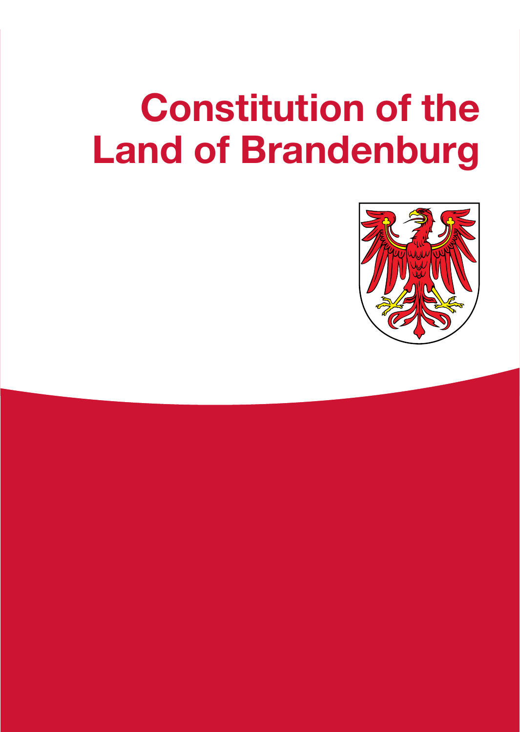# Constitution of the Land of Brandenburg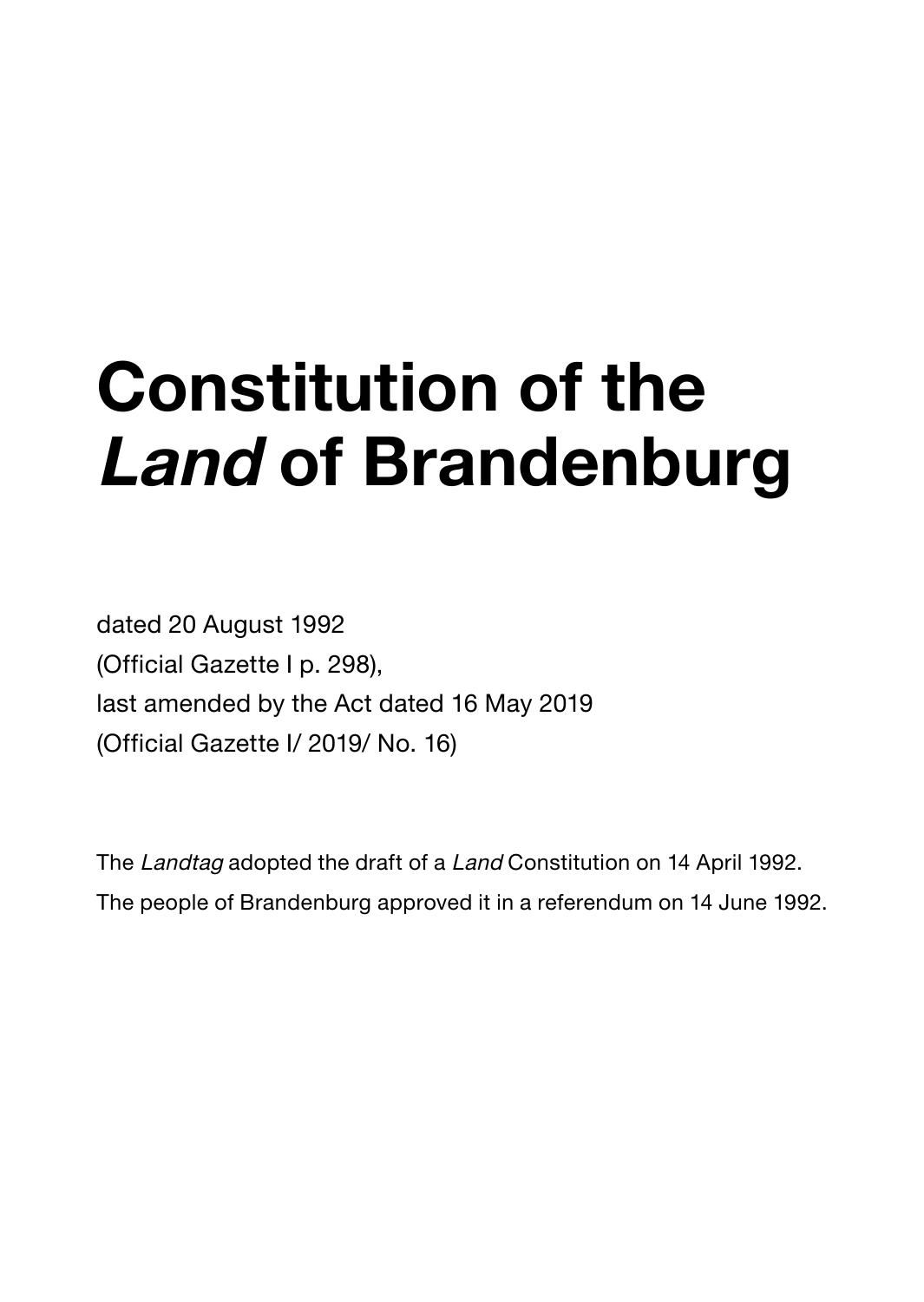# Constitution of the *Land* of Brandenburg

dated 20 August 1992
(Official Gazette I p. 298),
last amended by the Act dated 16 May 2019
(Official Gazette I/ 2019/ No. 16)

The *Landtag* adopted the draft of a *Land* Constitution on 14 April 1992.
The people of Brandenburg approved it in a referendum on 14 June 1992.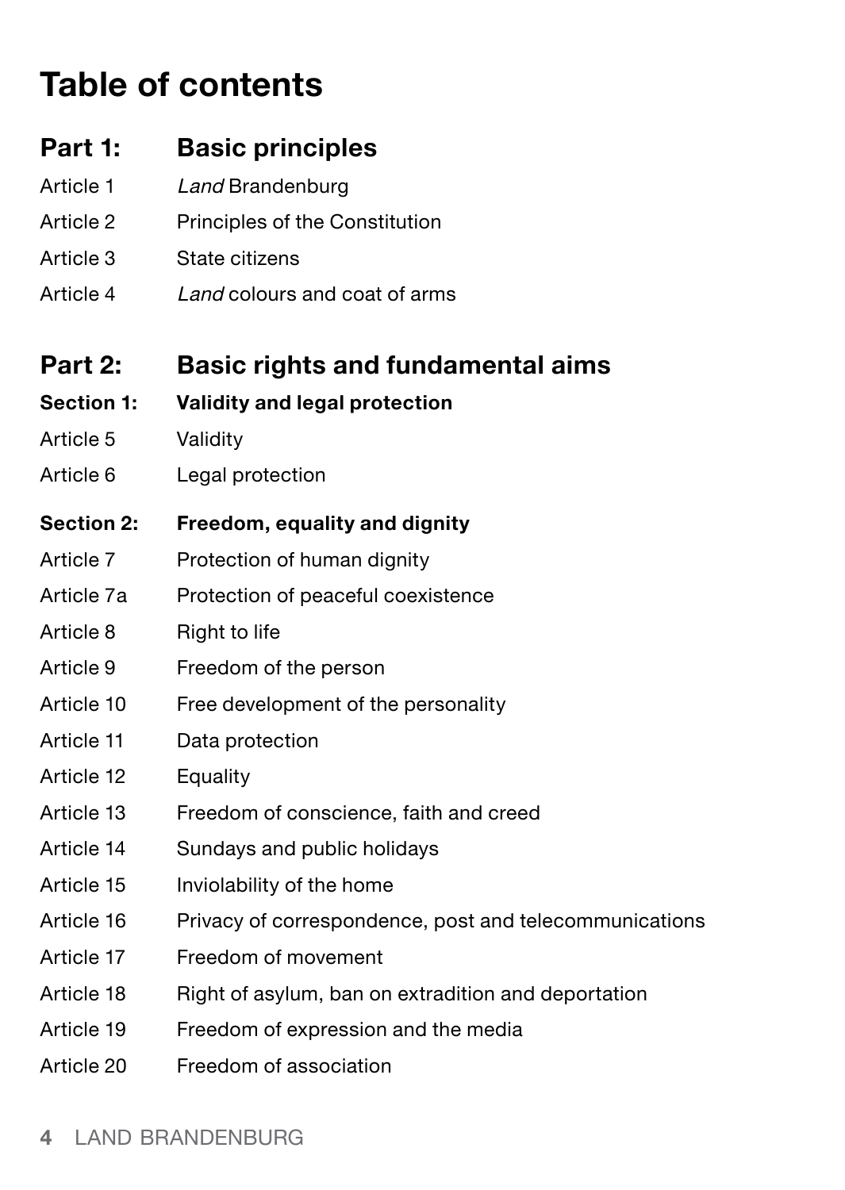# Table of contents

## Part 1: Basic principles

Article 1 *Land* Brandenburg

Article 2 Principles of the Constitution

Article 3 State citizens

Article 4 *Land* colours and coat of arms

## Part 2: Basic rights and fundamental aims

### Section 1: Validity and legal protection

Article 5 Validity

Article 6 Legal protection

### Section 2: Freedom, equality and dignity

Article 7 Protection of human dignity

Article 7a Protection of peaceful coexistence

Article 8 Right to life

Article 9 Freedom of the person

Article 10 Free development of the personality

Article 11 Data protection

Article 12 Equality

Article 13 Freedom of conscience, faith and creed

Article 14 Sundays and public holidays

Article 15 Inviolability of the home

Article 16 Privacy of correspondence, post and telecommunications

Article 17 Freedom of movement

Article 18 Right of asylum, ban on extradition and deportation

Article 19 Freedom of expression and the media

Article 20 Freedom of association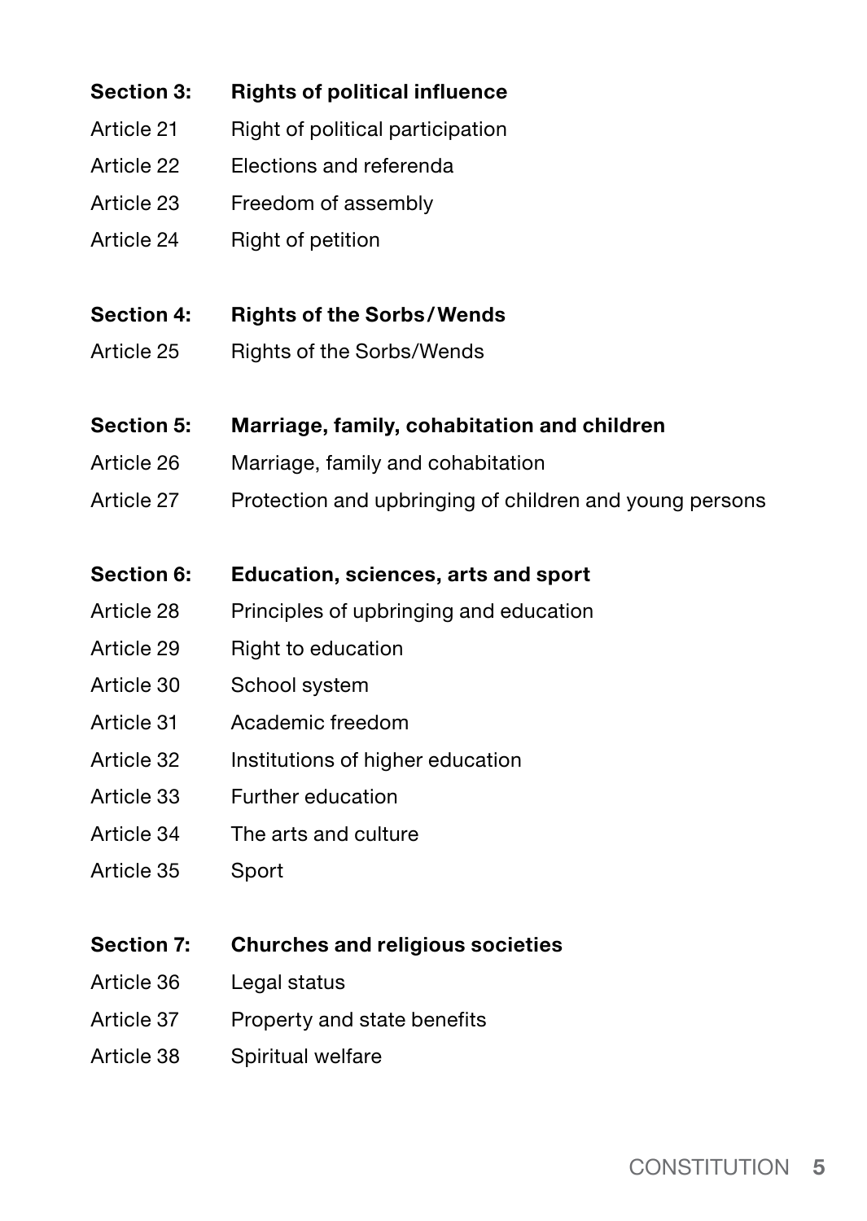| | |
|---|---|
| **Section 3:** | **Rights of political influence** |
| Article 21 | Right of political participation |
| Article 22 | Elections and referenda |
| Article 23 | Freedom of assembly |
| Article 24 | Right of petition |
| | |
| **Section 4:** | **Rights of the Sorbs/Wends** |
| Article 25 | Rights of the Sorbs/Wends |
| | |
| **Section 5:** | **Marriage, family, cohabitation and children** |
| Article 26 | Marriage, family and cohabitation |
| Article 27 | Protection and upbringing of children and young persons |
| | |
| **Section 6:** | **Education, sciences, arts and sport** |
| Article 28 | Principles of upbringing and education |
| Article 29 | Right to education |
| Article 30 | School system |
| Article 31 | Academic freedom |
| Article 32 | Institutions of higher education |
| Article 33 | Further education |
| Article 34 | The arts and culture |
| Article 35 | Sport |
| | |
| **Section 7:** | **Churches and religious societies** |
| Article 36 | Legal status |
| Article 37 | Property and state benefits |
| Article 38 | Spiritual welfare |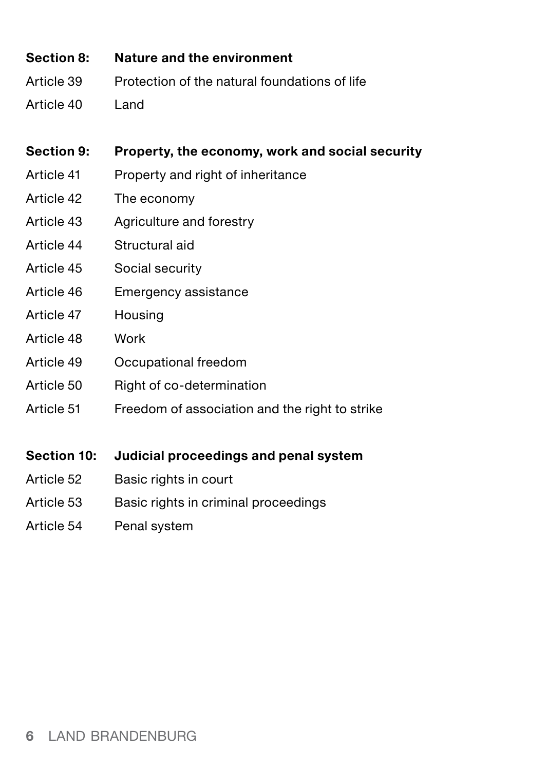| | |
|---|---|
| **Section 8:** | **Nature and the environment** |
| Article 39 | Protection of the natural foundations of life |
| Article 40 | Land |

| | |
|---|---|
| **Section 9:** | **Property, the economy, work and social security** |
| Article 41 | Property and right of inheritance |
| Article 42 | The economy |
| Article 43 | Agriculture and forestry |
| Article 44 | Structural aid |
| Article 45 | Social security |
| Article 46 | Emergency assistance |
| Article 47 | Housing |
| Article 48 | Work |
| Article 49 | Occupational freedom |
| Article 50 | Right of co-determination |
| Article 51 | Freedom of association and the right to strike |

| | |
|---|---|
| **Section 10:** | **Judicial proceedings and penal system** |
| Article 52 | Basic rights in court |
| Article 53 | Basic rights in criminal proceedings |
| Article 54 | Penal system |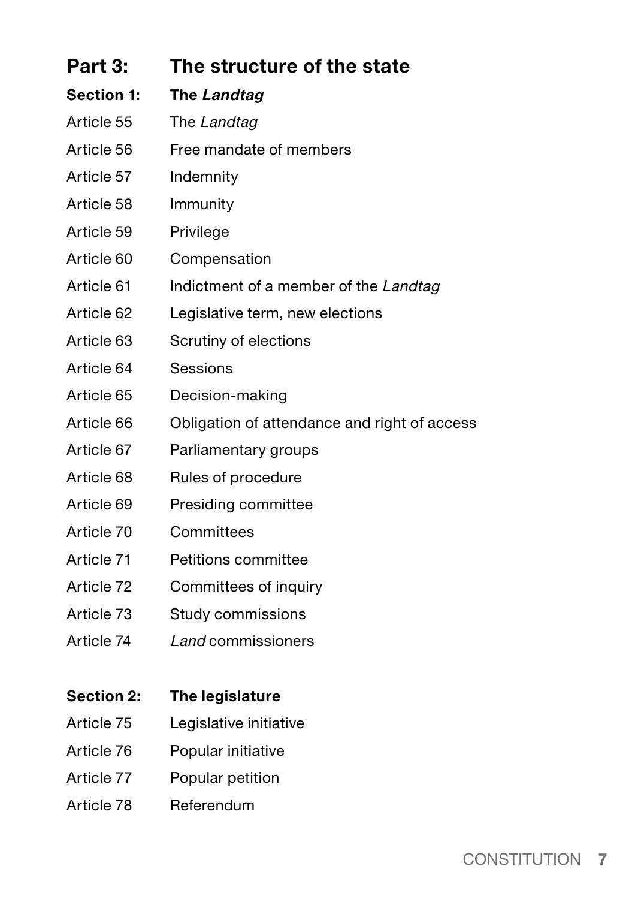## Part 3: The structure of the state

### Section 1: The *Landtag*

| | |
|---|---|
| Article 55 | The *Landtag* |
| Article 56 | Free mandate of members |
| Article 57 | Indemnity |
| Article 58 | Immunity |
| Article 59 | Privilege |
| Article 60 | Compensation |
| Article 61 | Indictment of a member of the *Landtag* |
| Article 62 | Legislative term, new elections |
| Article 63 | Scrutiny of elections |
| Article 64 | Sessions |
| Article 65 | Decision-making |
| Article 66 | Obligation of attendance and right of access |
| Article 67 | Parliamentary groups |
| Article 68 | Rules of procedure |
| Article 69 | Presiding committee |
| Article 70 | Committees |
| Article 71 | Petitions committee |
| Article 72 | Committees of inquiry |
| Article 73 | Study commissions |
| Article 74 | *Land* commissioners |

### Section 2: The legislature

| | |
|---|---|
| Article 75 | Legislative initiative |
| Article 76 | Popular initiative |
| Article 77 | Popular petition |
| Article 78 | Referendum |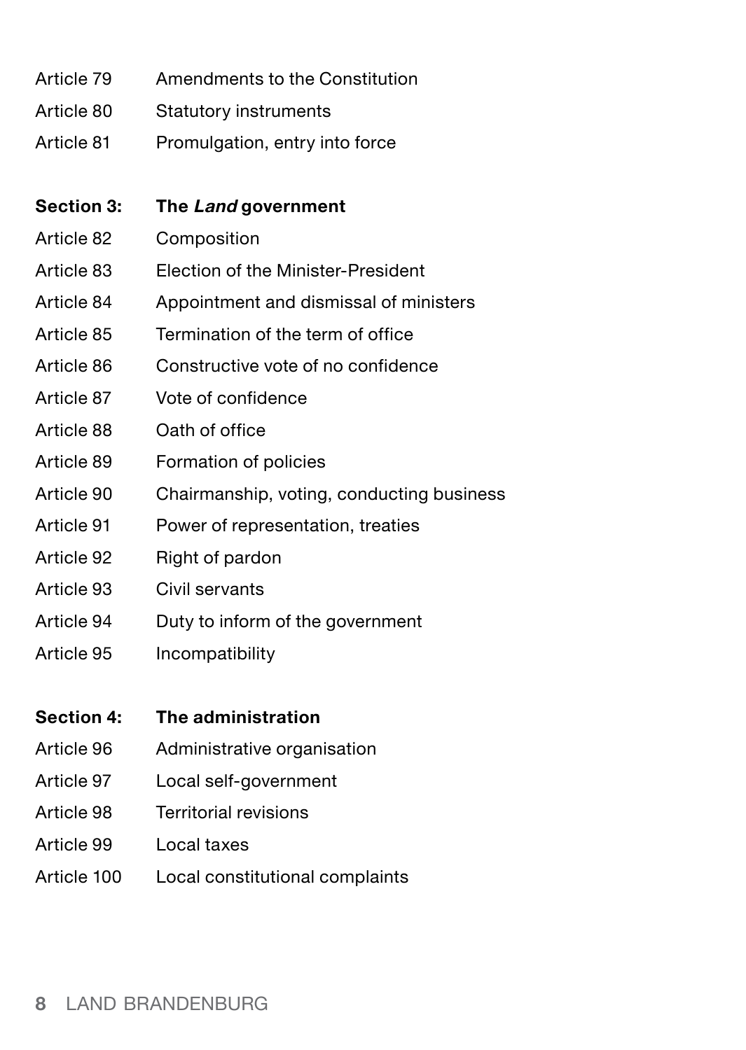Article 79 Amendments to the Constitution
Article 80 Statutory instruments
Article 81 Promulgation, entry into force

**Section 3: The *Land* government**

Article 82 Composition
Article 83 Election of the Minister-President
Article 84 Appointment and dismissal of ministers
Article 85 Termination of the term of office
Article 86 Constructive vote of no confidence
Article 87 Vote of confidence
Article 88 Oath of office
Article 89 Formation of policies
Article 90 Chairmanship, voting, conducting business
Article 91 Power of representation, treaties
Article 92 Right of pardon
Article 93 Civil servants
Article 94 Duty to inform of the government
Article 95 Incompatibility

**Section 4: The administration**

Article 96 Administrative organisation
Article 97 Local self-government
Article 98 Territorial revisions
Article 99 Local taxes
Article 100 Local constitutional complaints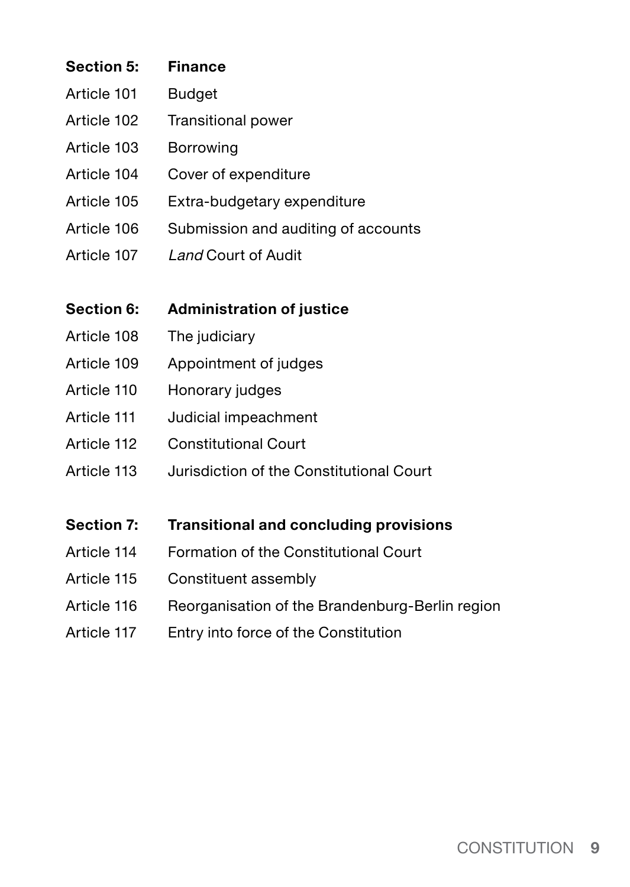| **Section 5:** | **Finance** |
|---|---|
| Article 101 | Budget |
| Article 102 | Transitional power |
| Article 103 | Borrowing |
| Article 104 | Cover of expenditure |
| Article 105 | Extra-budgetary expenditure |
| Article 106 | Submission and auditing of accounts |
| Article 107 | *Land* Court of Audit |

| **Section 6:** | **Administration of justice** |
|---|---|
| Article 108 | The judiciary |
| Article 109 | Appointment of judges |
| Article 110 | Honorary judges |
| Article 111 | Judicial impeachment |
| Article 112 | Constitutional Court |
| Article 113 | Jurisdiction of the Constitutional Court |

| **Section 7:** | **Transitional and concluding provisions** |
|---|---|
| Article 114 | Formation of the Constitutional Court |
| Article 115 | Constituent assembly |
| Article 116 | Reorganisation of the Brandenburg-Berlin region |
| Article 117 | Entry into force of the Constitution |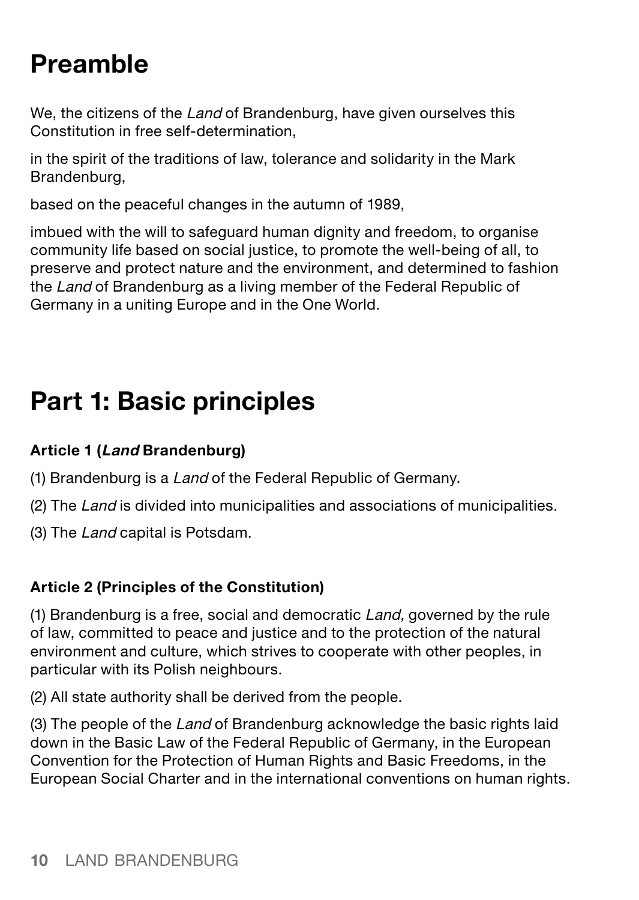# Preamble

We, the citizens of the *Land* of Brandenburg, have given ourselves this Constitution in free self-determination,

in the spirit of the traditions of law, tolerance and solidarity in the Mark Brandenburg,

based on the peaceful changes in the autumn of 1989,

imbued with the will to safeguard human dignity and freedom, to organise community life based on social justice, to promote the well-being of all, to preserve and protect nature and the environment, and determined to fashion the *Land* of Brandenburg as a living member of the Federal Republic of Germany in a uniting Europe and in the One World.

# Part 1: Basic principles

**Article 1 (*Land* Brandenburg)**

(1) Brandenburg is a *Land* of the Federal Republic of Germany.

(2) The *Land* is divided into municipalities and associations of municipalities.

(3) The *Land* capital is Potsdam.

**Article 2 (Principles of the Constitution)**

(1) Brandenburg is a free, social and democratic *Land,* governed by the rule of law, committed to peace and justice and to the protection of the natural environment and culture, which strives to cooperate with other peoples, in particular with its Polish neighbours.

(2) All state authority shall be derived from the people.

(3) The people of the *Land* of Brandenburg acknowledge the basic rights laid down in the Basic Law of the Federal Republic of Germany, in the European Convention for the Protection of Human Rights and Basic Freedoms, in the European Social Charter and in the international conventions on human rights.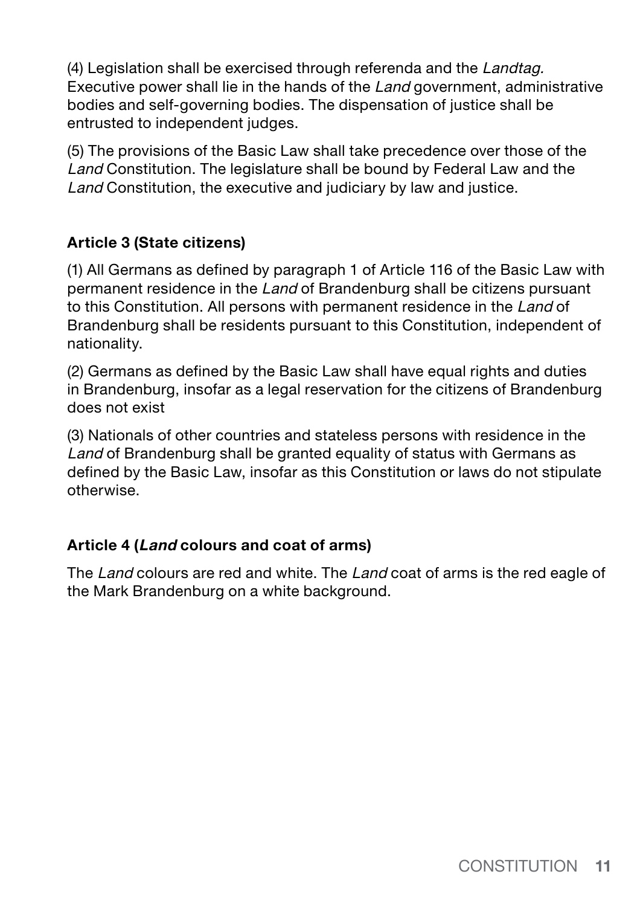(4) Legislation shall be exercised through referenda and the *Landtag.* Executive power shall lie in the hands of the *Land* government, administrative bodies and self-governing bodies. The dispensation of justice shall be entrusted to independent judges.

(5) The provisions of the Basic Law shall take precedence over those of the *Land* Constitution. The legislature shall be bound by Federal Law and the *Land* Constitution, the executive and judiciary by law and justice.

### Article 3 (State citizens)

(1) All Germans as defined by paragraph 1 of Article 116 of the Basic Law with permanent residence in the *Land* of Brandenburg shall be citizens pursuant to this Constitution. All persons with permanent residence in the *Land* of Brandenburg shall be residents pursuant to this Constitution, independent of nationality.

(2) Germans as defined by the Basic Law shall have equal rights and duties in Brandenburg, insofar as a legal reservation for the citizens of Brandenburg does not exist

(3) Nationals of other countries and stateless persons with residence in the *Land* of Brandenburg shall be granted equality of status with Germans as defined by the Basic Law, insofar as this Constitution or laws do not stipulate otherwise.

### Article 4 (*Land* colours and coat of arms)

The *Land* colours are red and white. The *Land* coat of arms is the red eagle of the Mark Brandenburg on a white background.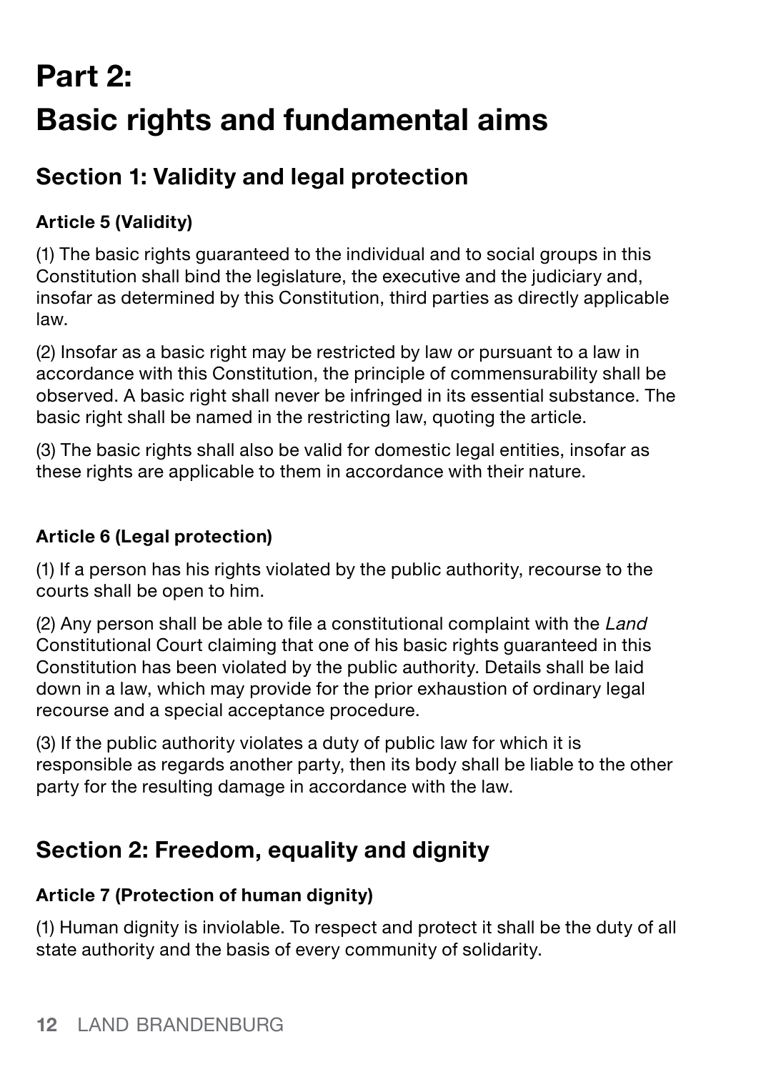# Part 2:
# Basic rights and fundamental aims

## Section 1: Validity and legal protection

### Article 5 (Validity)

(1) The basic rights guaranteed to the individual and to social groups in this Constitution shall bind the legislature, the executive and the judiciary and, insofar as determined by this Constitution, third parties as directly applicable law.

(2) Insofar as a basic right may be restricted by law or pursuant to a law in accordance with this Constitution, the principle of commensurability shall be observed. A basic right shall never be infringed in its essential substance. The basic right shall be named in the restricting law, quoting the article.

(3) The basic rights shall also be valid for domestic legal entities, insofar as these rights are applicable to them in accordance with their nature.

### Article 6 (Legal protection)

(1) If a person has his rights violated by the public authority, recourse to the courts shall be open to him.

(2) Any person shall be able to file a constitutional complaint with the *Land* Constitutional Court claiming that one of his basic rights guaranteed in this Constitution has been violated by the public authority. Details shall be laid down in a law, which may provide for the prior exhaustion of ordinary legal recourse and a special acceptance procedure.

(3) If the public authority violates a duty of public law for which it is responsible as regards another party, then its body shall be liable to the other party for the resulting damage in accordance with the law.

## Section 2: Freedom, equality and dignity

### Article 7 (Protection of human dignity)

(1) Human dignity is inviolable. To respect and protect it shall be the duty of all state authority and the basis of every community of solidarity.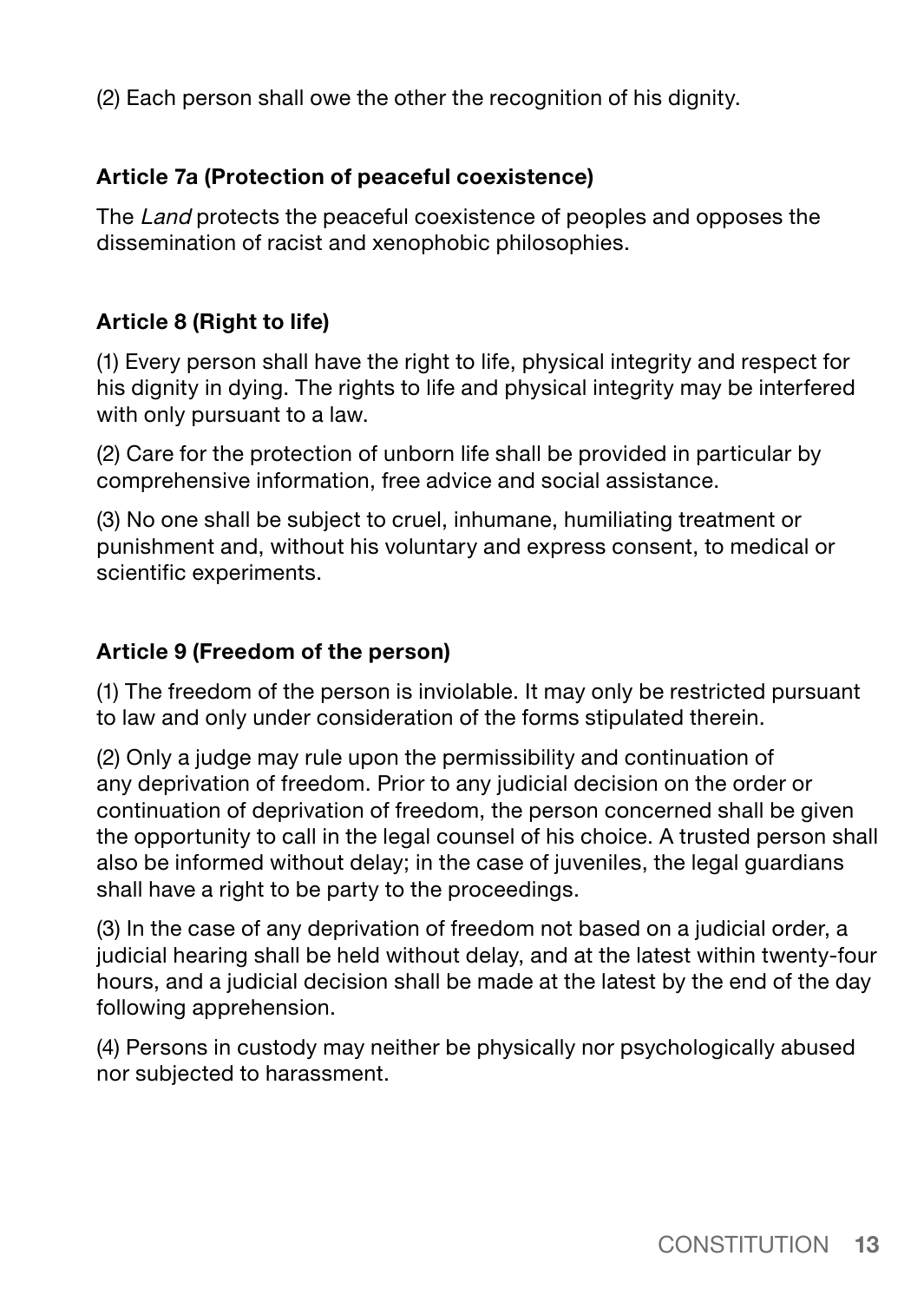(2) Each person shall owe the other the recognition of his dignity.

### Article 7a (Protection of peaceful coexistence)

The *Land* protects the peaceful coexistence of peoples and opposes the dissemination of racist and xenophobic philosophies.

### Article 8 (Right to life)

(1) Every person shall have the right to life, physical integrity and respect for his dignity in dying. The rights to life and physical integrity may be interfered with only pursuant to a law.

(2) Care for the protection of unborn life shall be provided in particular by comprehensive information, free advice and social assistance.

(3) No one shall be subject to cruel, inhumane, humiliating treatment or punishment and, without his voluntary and express consent, to medical or scientific experiments.

### Article 9 (Freedom of the person)

(1) The freedom of the person is inviolable. It may only be restricted pursuant to law and only under consideration of the forms stipulated therein.

(2) Only a judge may rule upon the permissibility and continuation of any deprivation of freedom. Prior to any judicial decision on the order or continuation of deprivation of freedom, the person concerned shall be given the opportunity to call in the legal counsel of his choice. A trusted person shall also be informed without delay; in the case of juveniles, the legal guardians shall have a right to be party to the proceedings.

(3) In the case of any deprivation of freedom not based on a judicial order, a judicial hearing shall be held without delay, and at the latest within twenty-four hours, and a judicial decision shall be made at the latest by the end of the day following apprehension.

(4) Persons in custody may neither be physically nor psychologically abused nor subjected to harassment.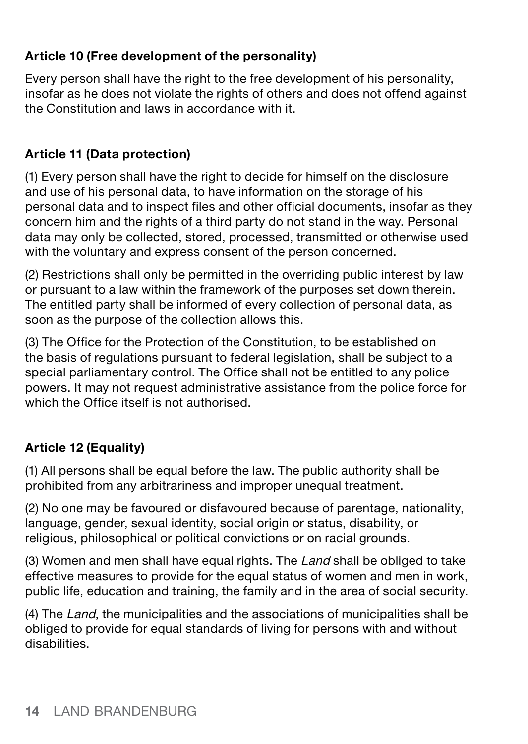### Article 10 (Free development of the personality)

Every person shall have the right to the free development of his personality, insofar as he does not violate the rights of others and does not offend against the Constitution and laws in accordance with it.

### Article 11 (Data protection)

(1) Every person shall have the right to decide for himself on the disclosure and use of his personal data, to have information on the storage of his personal data and to inspect files and other official documents, insofar as they concern him and the rights of a third party do not stand in the way. Personal data may only be collected, stored, processed, transmitted or otherwise used with the voluntary and express consent of the person concerned.

(2) Restrictions shall only be permitted in the overriding public interest by law or pursuant to a law within the framework of the purposes set down therein. The entitled party shall be informed of every collection of personal data, as soon as the purpose of the collection allows this.

(3) The Office for the Protection of the Constitution, to be established on the basis of regulations pursuant to federal legislation, shall be subject to a special parliamentary control. The Office shall not be entitled to any police powers. It may not request administrative assistance from the police force for which the Office itself is not authorised.

### Article 12 (Equality)

(1) All persons shall be equal before the law. The public authority shall be prohibited from any arbitrariness and improper unequal treatment.

(2) No one may be favoured or disfavoured because of parentage, nationality, language, gender, sexual identity, social origin or status, disability, or religious, philosophical or political convictions or on racial grounds.

(3) Women and men shall have equal rights. The *Land* shall be obliged to take effective measures to provide for the equal status of women and men in work, public life, education and training, the family and in the area of social security.

(4) The *Land*, the municipalities and the associations of municipalities shall be obliged to provide for equal standards of living for persons with and without disabilities.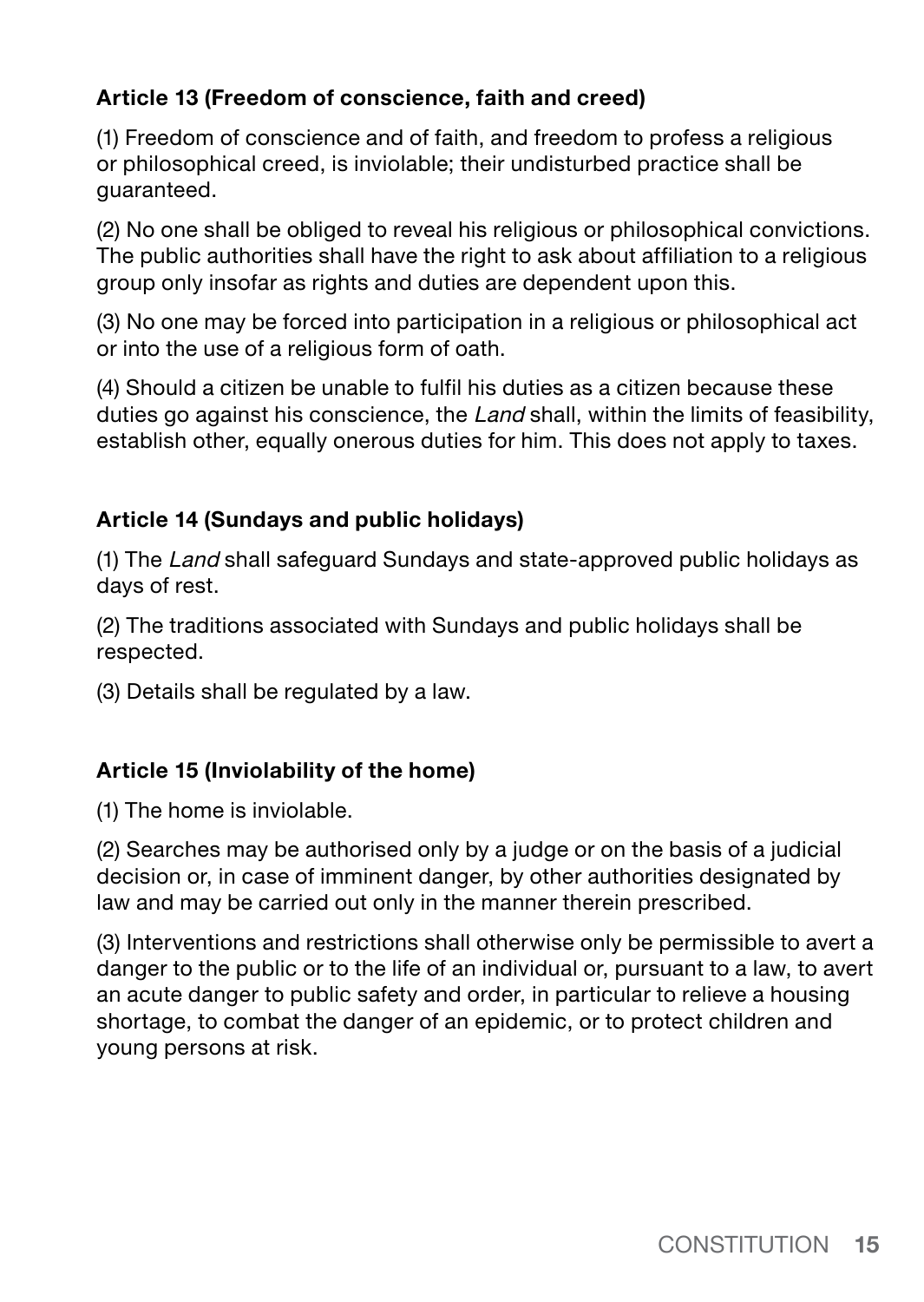**Article 13 (Freedom of conscience, faith and creed)**

(1) Freedom of conscience and of faith, and freedom to profess a religious or philosophical creed, is inviolable; their undisturbed practice shall be guaranteed.

(2) No one shall be obliged to reveal his religious or philosophical convictions. The public authorities shall have the right to ask about affiliation to a religious group only insofar as rights and duties are dependent upon this.

(3) No one may be forced into participation in a religious or philosophical act or into the use of a religious form of oath.

(4) Should a citizen be unable to fulfil his duties as a citizen because these duties go against his conscience, the *Land* shall, within the limits of feasibility, establish other, equally onerous duties for him. This does not apply to taxes.

**Article 14 (Sundays and public holidays)**

(1) The *Land* shall safeguard Sundays and state-approved public holidays as days of rest.

(2) The traditions associated with Sundays and public holidays shall be respected.

(3) Details shall be regulated by a law.

**Article 15 (Inviolability of the home)**

(1) The home is inviolable.

(2) Searches may be authorised only by a judge or on the basis of a judicial decision or, in case of imminent danger, by other authorities designated by law and may be carried out only in the manner therein prescribed.

(3) Interventions and restrictions shall otherwise only be permissible to avert a danger to the public or to the life of an individual or, pursuant to a law, to avert an acute danger to public safety and order, in particular to relieve a housing shortage, to combat the danger of an epidemic, or to protect children and young persons at risk.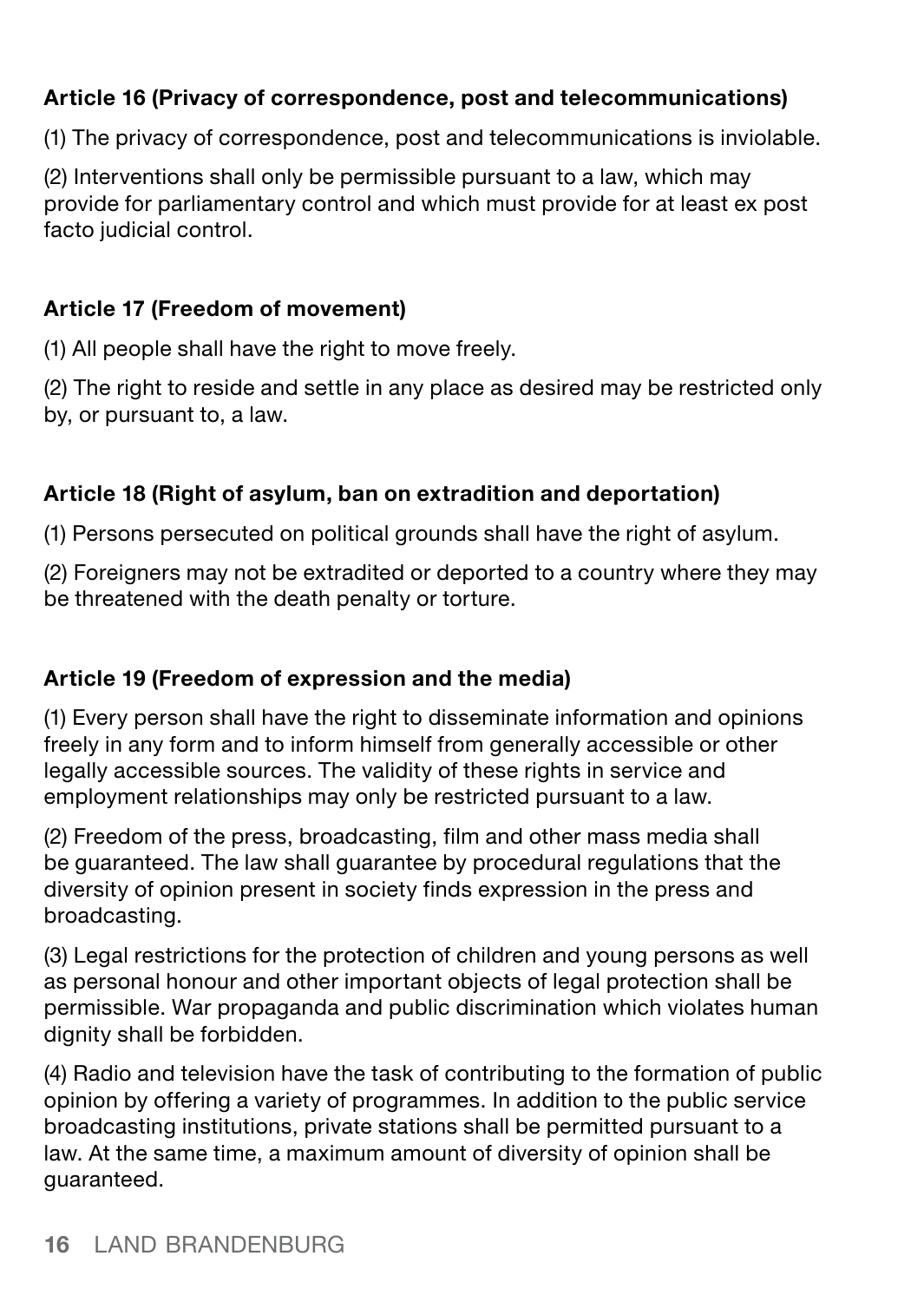### Article 16 (Privacy of correspondence, post and telecommunications)

(1) The privacy of correspondence, post and telecommunications is inviolable.

(2) Interventions shall only be permissible pursuant to a law, which may provide for parliamentary control and which must provide for at least ex post facto judicial control.

### Article 17 (Freedom of movement)

(1) All people shall have the right to move freely.

(2) The right to reside and settle in any place as desired may be restricted only by, or pursuant to, a law.

### Article 18 (Right of asylum, ban on extradition and deportation)

(1) Persons persecuted on political grounds shall have the right of asylum.

(2) Foreigners may not be extradited or deported to a country where they may be threatened with the death penalty or torture.

### Article 19 (Freedom of expression and the media)

(1) Every person shall have the right to disseminate information and opinions freely in any form and to inform himself from generally accessible or other legally accessible sources. The validity of these rights in service and employment relationships may only be restricted pursuant to a law.

(2) Freedom of the press, broadcasting, film and other mass media shall be guaranteed. The law shall guarantee by procedural regulations that the diversity of opinion present in society finds expression in the press and broadcasting.

(3) Legal restrictions for the protection of children and young persons as well as personal honour and other important objects of legal protection shall be permissible. War propaganda and public discrimination which violates human dignity shall be forbidden.

(4) Radio and television have the task of contributing to the formation of public opinion by offering a variety of programmes. In addition to the public service broadcasting institutions, private stations shall be permitted pursuant to a law. At the same time, a maximum amount of diversity of opinion shall be guaranteed.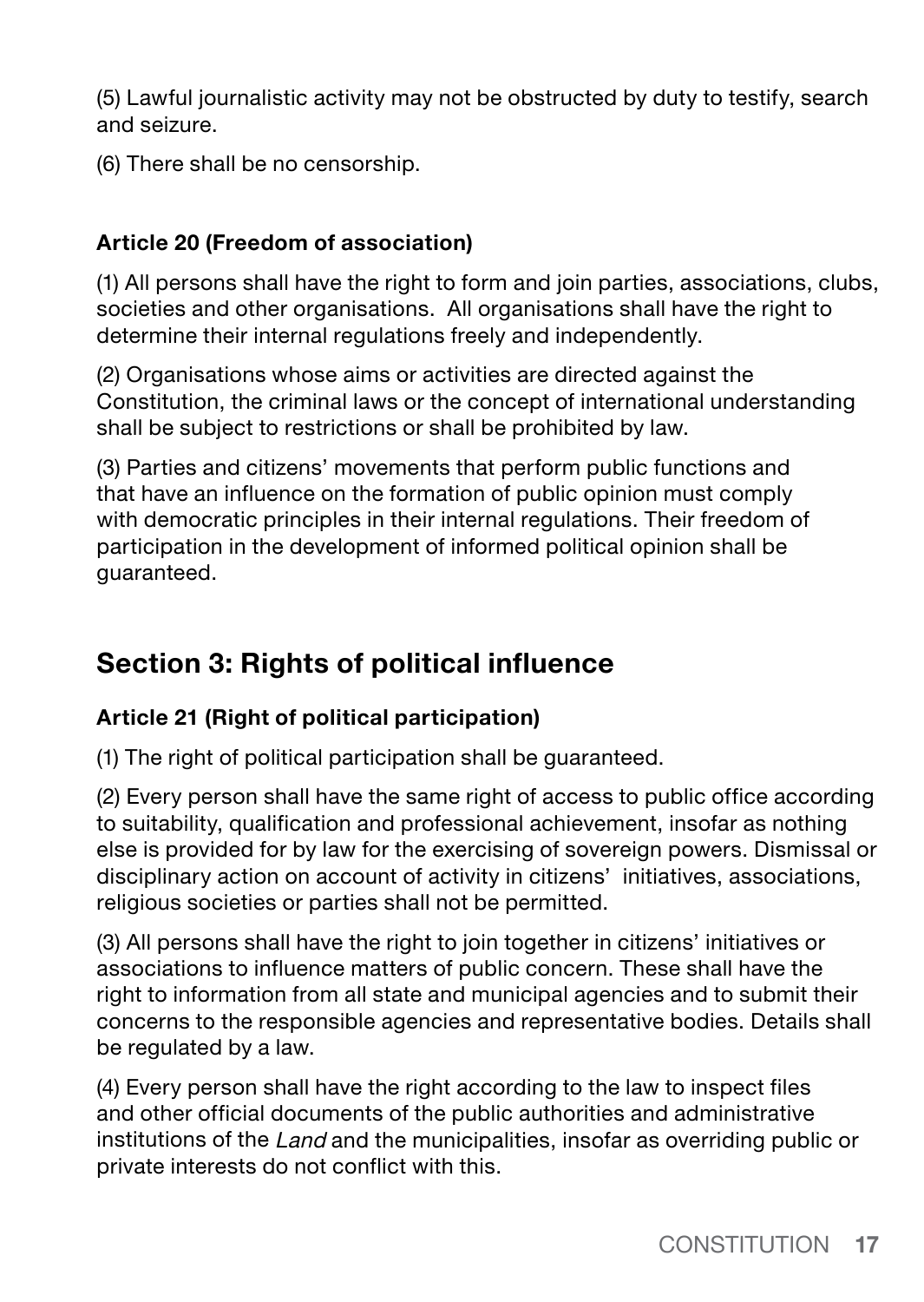(5) Lawful journalistic activity may not be obstructed by duty to testify, search and seizure.

(6) There shall be no censorship.

### Article 20 (Freedom of association)

(1) All persons shall have the right to form and join parties, associations, clubs, societies and other organisations. All organisations shall have the right to determine their internal regulations freely and independently.

(2) Organisations whose aims or activities are directed against the Constitution, the criminal laws or the concept of international understanding shall be subject to restrictions or shall be prohibited by law.

(3) Parties and citizens' movements that perform public functions and that have an influence on the formation of public opinion must comply with democratic principles in their internal regulations. Their freedom of participation in the development of informed political opinion shall be guaranteed.

## Section 3: Rights of political influence

### Article 21 (Right of political participation)

(1) The right of political participation shall be guaranteed.

(2) Every person shall have the same right of access to public office according to suitability, qualification and professional achievement, insofar as nothing else is provided for by law for the exercising of sovereign powers. Dismissal or disciplinary action on account of activity in citizens' initiatives, associations, religious societies or parties shall not be permitted.

(3) All persons shall have the right to join together in citizens' initiatives or associations to influence matters of public concern. These shall have the right to information from all state and municipal agencies and to submit their concerns to the responsible agencies and representative bodies. Details shall be regulated by a law.

(4) Every person shall have the right according to the law to inspect files and other official documents of the public authorities and administrative institutions of the *Land* and the municipalities, insofar as overriding public or private interests do not conflict with this.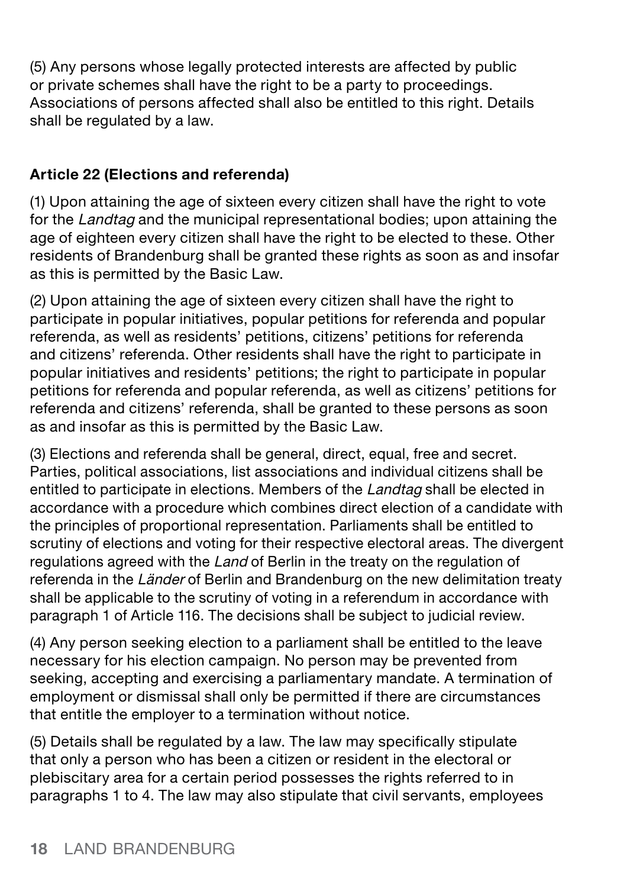(5) Any persons whose legally protected interests are affected by public or private schemes shall have the right to be a party to proceedings. Associations of persons affected shall also be entitled to this right. Details shall be regulated by a law.

### Article 22 (Elections and referenda)

(1) Upon attaining the age of sixteen every citizen shall have the right to vote for the *Landtag* and the municipal representational bodies; upon attaining the age of eighteen every citizen shall have the right to be elected to these. Other residents of Brandenburg shall be granted these rights as soon as and insofar as this is permitted by the Basic Law.

(2) Upon attaining the age of sixteen every citizen shall have the right to participate in popular initiatives, popular petitions for referenda and popular referenda, as well as residents' petitions, citizens' petitions for referenda and citizens' referenda. Other residents shall have the right to participate in popular initiatives and residents' petitions; the right to participate in popular petitions for referenda and popular referenda, as well as citizens' petitions for referenda and citizens' referenda, shall be granted to these persons as soon as and insofar as this is permitted by the Basic Law.

(3) Elections and referenda shall be general, direct, equal, free and secret. Parties, political associations, list associations and individual citizens shall be entitled to participate in elections. Members of the *Landtag* shall be elected in accordance with a procedure which combines direct election of a candidate with the principles of proportional representation. Parliaments shall be entitled to scrutiny of elections and voting for their respective electoral areas. The divergent regulations agreed with the *Land* of Berlin in the treaty on the regulation of referenda in the *Länder* of Berlin and Brandenburg on the new delimitation treaty shall be applicable to the scrutiny of voting in a referendum in accordance with paragraph 1 of Article 116. The decisions shall be subject to judicial review.

(4) Any person seeking election to a parliament shall be entitled to the leave necessary for his election campaign. No person may be prevented from seeking, accepting and exercising a parliamentary mandate. A termination of employment or dismissal shall only be permitted if there are circumstances that entitle the employer to a termination without notice.

(5) Details shall be regulated by a law. The law may specifically stipulate that only a person who has been a citizen or resident in the electoral or plebiscitary area for a certain period possesses the rights referred to in paragraphs 1 to 4. The law may also stipulate that civil servants, employees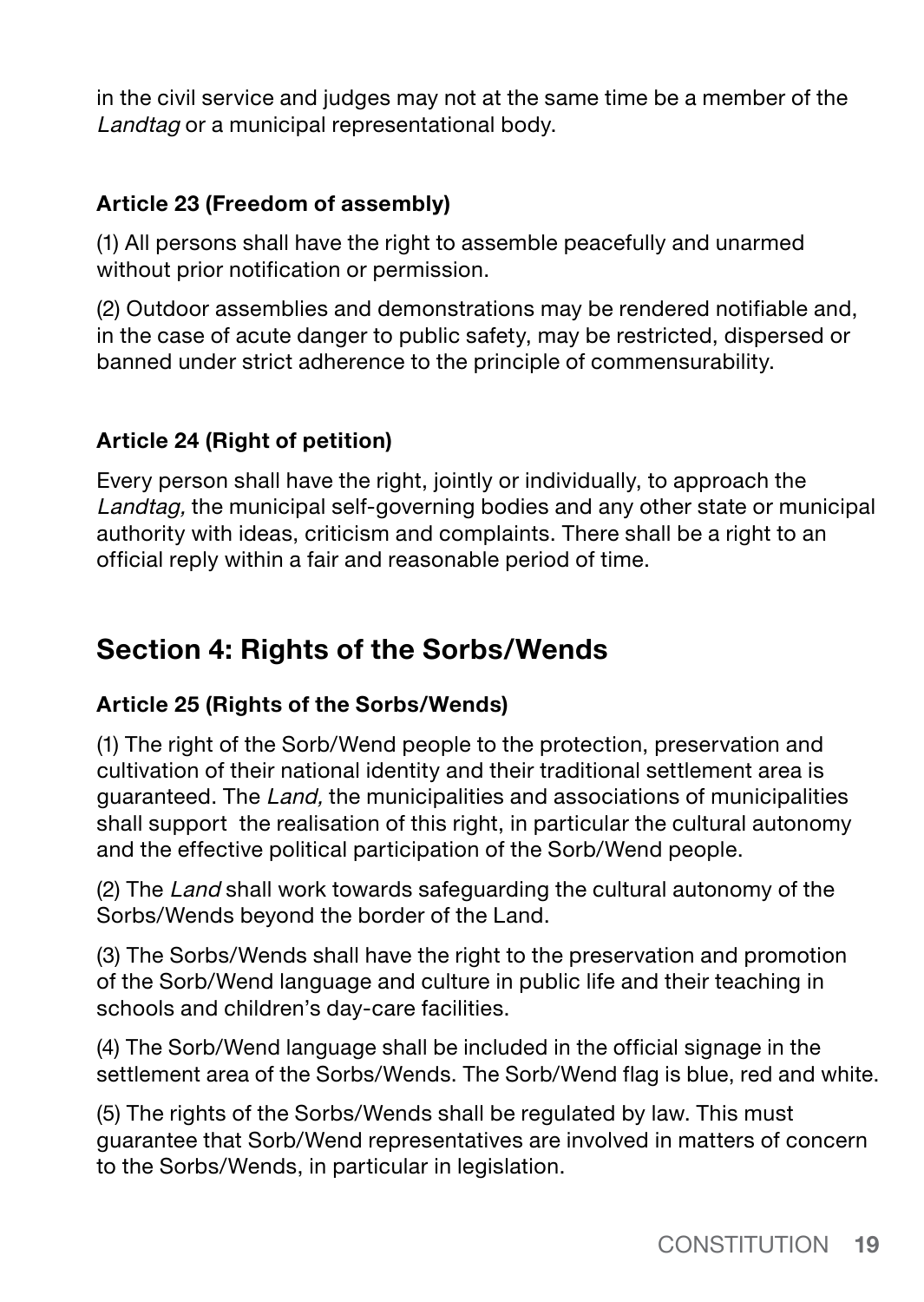in the civil service and judges may not at the same time be a member of the *Landtag* or a municipal representational body.

#### Article 23 (Freedom of assembly)

(1) All persons shall have the right to assemble peacefully and unarmed without prior notification or permission.

(2) Outdoor assemblies and demonstrations may be rendered notifiable and, in the case of acute danger to public safety, may be restricted, dispersed or banned under strict adherence to the principle of commensurability.

#### Article 24 (Right of petition)

Every person shall have the right, jointly or individually, to approach the *Landtag,* the municipal self-governing bodies and any other state or municipal authority with ideas, criticism and complaints. There shall be a right to an official reply within a fair and reasonable period of time.

## Section 4: Rights of the Sorbs/Wends

#### Article 25 (Rights of the Sorbs/Wends)

(1) The right of the Sorb/Wend people to the protection, preservation and cultivation of their national identity and their traditional settlement area is guaranteed. The *Land,* the municipalities and associations of municipalities shall support the realisation of this right, in particular the cultural autonomy and the effective political participation of the Sorb/Wend people.

(2) The *Land* shall work towards safeguarding the cultural autonomy of the Sorbs/Wends beyond the border of the Land.

(3) The Sorbs/Wends shall have the right to the preservation and promotion of the Sorb/Wend language and culture in public life and their teaching in schools and children's day-care facilities.

(4) The Sorb/Wend language shall be included in the official signage in the settlement area of the Sorbs/Wends. The Sorb/Wend flag is blue, red and white.

(5) The rights of the Sorbs/Wends shall be regulated by law. This must guarantee that Sorb/Wend representatives are involved in matters of concern to the Sorbs/Wends, in particular in legislation.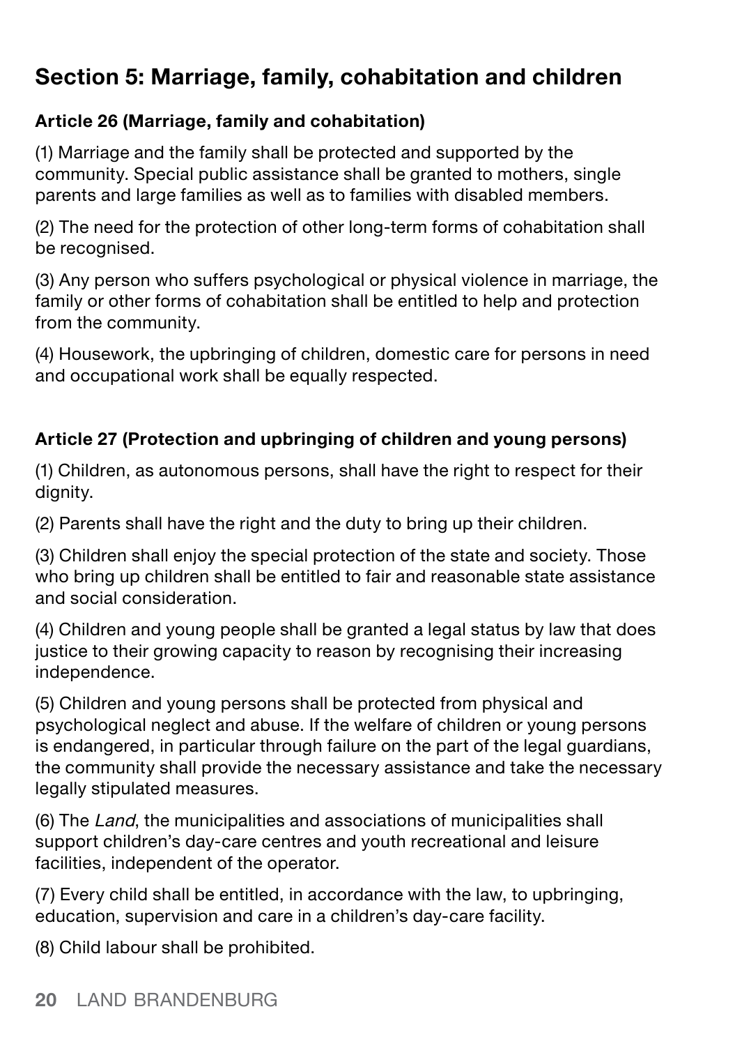## Section 5: Marriage, family, cohabitation and children

### Article 26 (Marriage, family and cohabitation)

(1) Marriage and the family shall be protected and supported by the community. Special public assistance shall be granted to mothers, single parents and large families as well as to families with disabled members.

(2) The need for the protection of other long-term forms of cohabitation shall be recognised.

(3) Any person who suffers psychological or physical violence in marriage, the family or other forms of cohabitation shall be entitled to help and protection from the community.

(4) Housework, the upbringing of children, domestic care for persons in need and occupational work shall be equally respected.

### Article 27 (Protection and upbringing of children and young persons)

(1) Children, as autonomous persons, shall have the right to respect for their dignity.

(2) Parents shall have the right and the duty to bring up their children.

(3) Children shall enjoy the special protection of the state and society. Those who bring up children shall be entitled to fair and reasonable state assistance and social consideration.

(4) Children and young people shall be granted a legal status by law that does justice to their growing capacity to reason by recognising their increasing independence.

(5) Children and young persons shall be protected from physical and psychological neglect and abuse. If the welfare of children or young persons is endangered, in particular through failure on the part of the legal guardians, the community shall provide the necessary assistance and take the necessary legally stipulated measures.

(6) The *Land*, the municipalities and associations of municipalities shall support children's day-care centres and youth recreational and leisure facilities, independent of the operator.

(7) Every child shall be entitled, in accordance with the law, to upbringing, education, supervision and care in a children's day-care facility.

(8) Child labour shall be prohibited.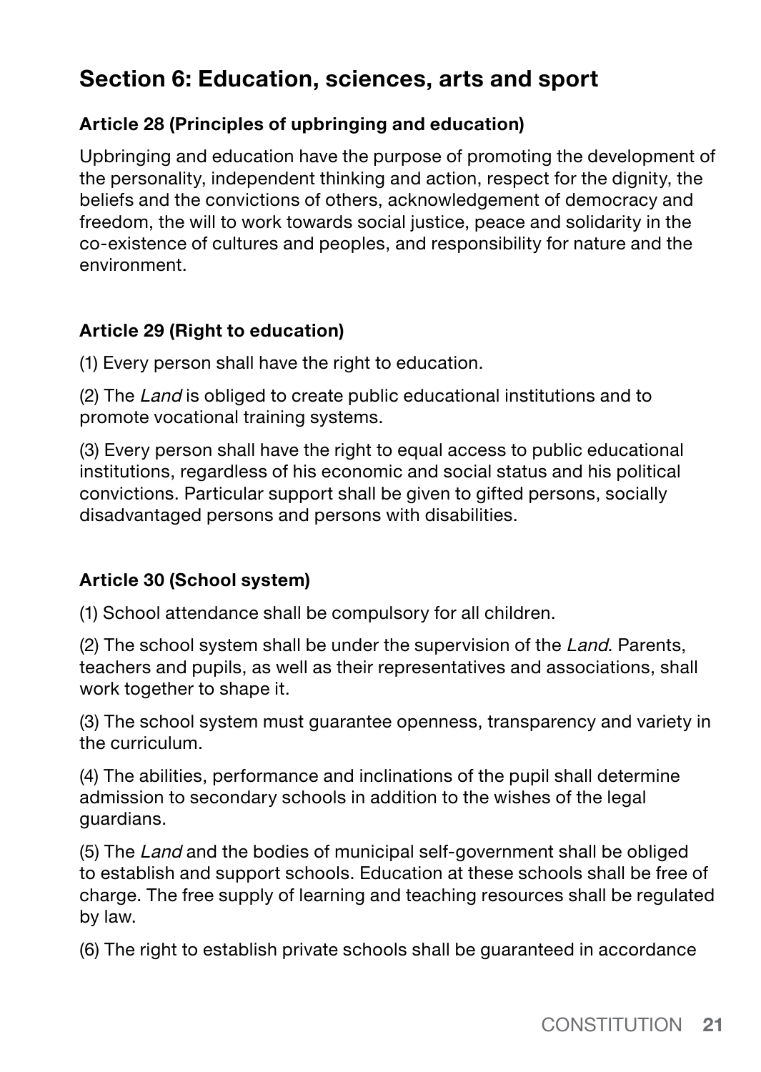## Section 6: Education, sciences, arts and sport

### Article 28 (Principles of upbringing and education)

Upbringing and education have the purpose of promoting the development of the personality, independent thinking and action, respect for the dignity, the beliefs and the convictions of others, acknowledgement of democracy and freedom, the will to work towards social justice, peace and solidarity in the co-existence of cultures and peoples, and responsibility for nature and the environment.

### Article 29 (Right to education)

(1) Every person shall have the right to education.

(2) The *Land* is obliged to create public educational institutions and to promote vocational training systems.

(3) Every person shall have the right to equal access to public educational institutions, regardless of his economic and social status and his political convictions. Particular support shall be given to gifted persons, socially disadvantaged persons and persons with disabilities.

### Article 30 (School system)

(1) School attendance shall be compulsory for all children.

(2) The school system shall be under the supervision of the *Land*. Parents, teachers and pupils, as well as their representatives and associations, shall work together to shape it.

(3) The school system must guarantee openness, transparency and variety in the curriculum.

(4) The abilities, performance and inclinations of the pupil shall determine admission to secondary schools in addition to the wishes of the legal guardians.

(5) The *Land* and the bodies of municipal self-government shall be obliged to establish and support schools. Education at these schools shall be free of charge. The free supply of learning and teaching resources shall be regulated by law.

(6) The right to establish private schools shall be guaranteed in accordance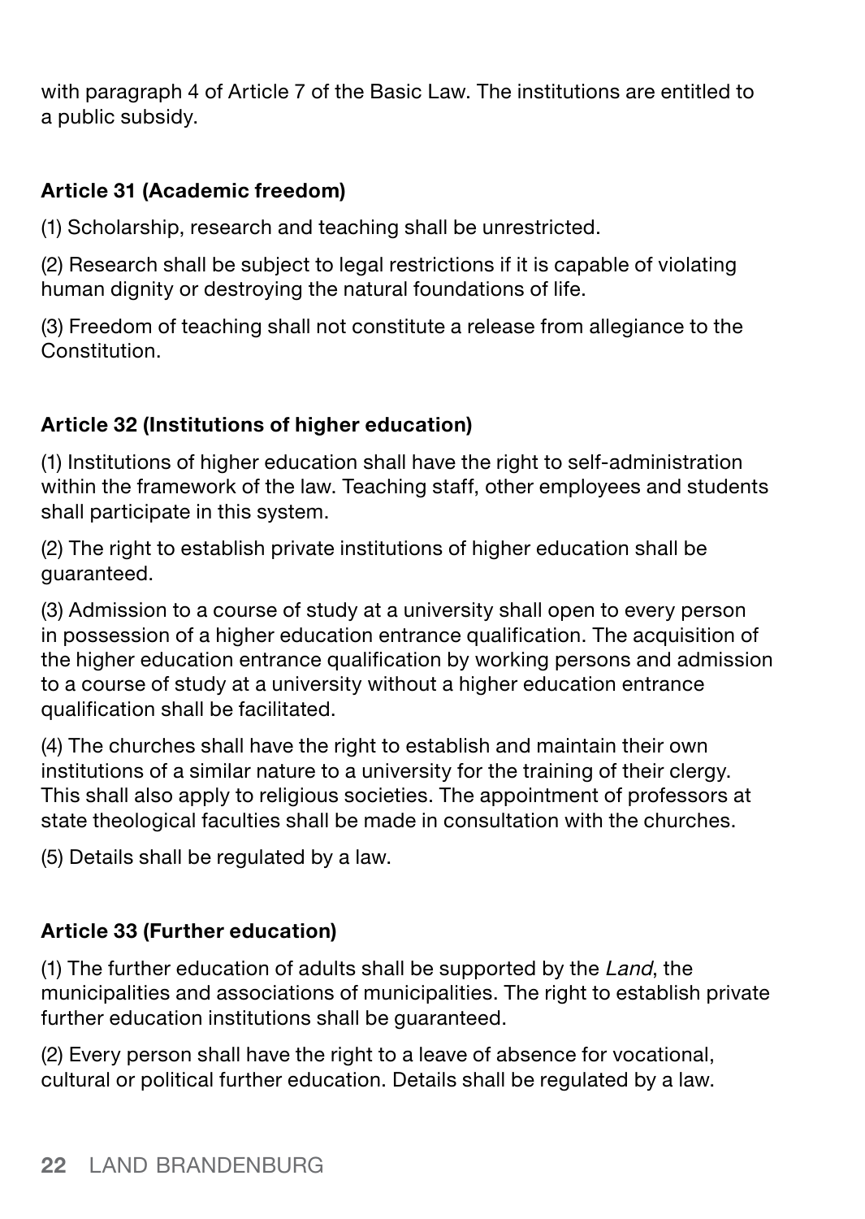with paragraph 4 of Article 7 of the Basic Law. The institutions are entitled to a public subsidy.

**Article 31 (Academic freedom)**

(1) Scholarship, research and teaching shall be unrestricted.

(2) Research shall be subject to legal restrictions if it is capable of violating human dignity or destroying the natural foundations of life.

(3) Freedom of teaching shall not constitute a release from allegiance to the Constitution.

**Article 32 (Institutions of higher education)**

(1) Institutions of higher education shall have the right to self-administration within the framework of the law. Teaching staff, other employees and students shall participate in this system.

(2) The right to establish private institutions of higher education shall be guaranteed.

(3) Admission to a course of study at a university shall open to every person in possession of a higher education entrance qualification. The acquisition of the higher education entrance qualification by working persons and admission to a course of study at a university without a higher education entrance qualification shall be facilitated.

(4) The churches shall have the right to establish and maintain their own institutions of a similar nature to a university for the training of their clergy. This shall also apply to religious societies. The appointment of professors at state theological faculties shall be made in consultation with the churches.

(5) Details shall be regulated by a law.

**Article 33 (Further education)**

(1) The further education of adults shall be supported by the *Land*, the municipalities and associations of municipalities. The right to establish private further education institutions shall be guaranteed.

(2) Every person shall have the right to a leave of absence for vocational, cultural or political further education. Details shall be regulated by a law.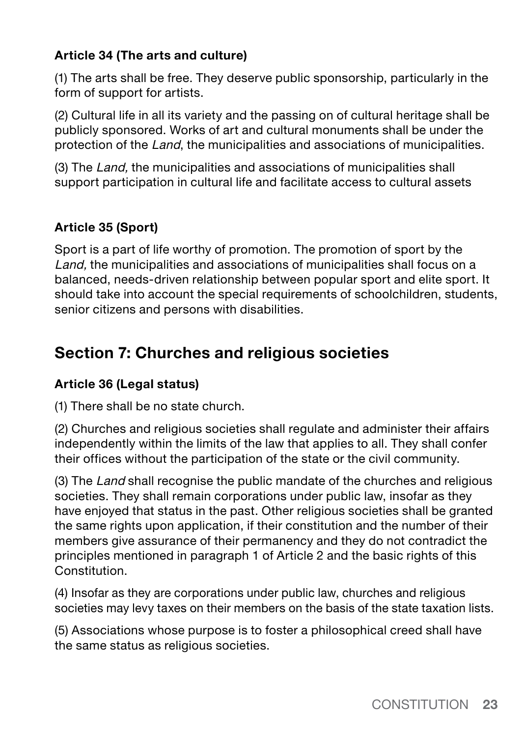**Article 34 (The arts and culture)**

(1) The arts shall be free. They deserve public sponsorship, particularly in the form of support for artists.

(2) Cultural life in all its variety and the passing on of cultural heritage shall be publicly sponsored. Works of art and cultural monuments shall be under the protection of the *Land*, the municipalities and associations of municipalities.

(3) The *Land,* the municipalities and associations of municipalities shall support participation in cultural life and facilitate access to cultural assets

**Article 35 (Sport)**

Sport is a part of life worthy of promotion. The promotion of sport by the *Land,* the municipalities and associations of municipalities shall focus on a balanced, needs-driven relationship between popular sport and elite sport. It should take into account the special requirements of schoolchildren, students, senior citizens and persons with disabilities.

## Section 7: Churches and religious societies

**Article 36 (Legal status)**

(1) There shall be no state church.

(2) Churches and religious societies shall regulate and administer their affairs independently within the limits of the law that applies to all. They shall confer their offices without the participation of the state or the civil community.

(3) The *Land* shall recognise the public mandate of the churches and religious societies. They shall remain corporations under public law, insofar as they have enjoyed that status in the past. Other religious societies shall be granted the same rights upon application, if their constitution and the number of their members give assurance of their permanency and they do not contradict the principles mentioned in paragraph 1 of Article 2 and the basic rights of this Constitution.

(4) Insofar as they are corporations under public law, churches and religious societies may levy taxes on their members on the basis of the state taxation lists.

(5) Associations whose purpose is to foster a philosophical creed shall have the same status as religious societies.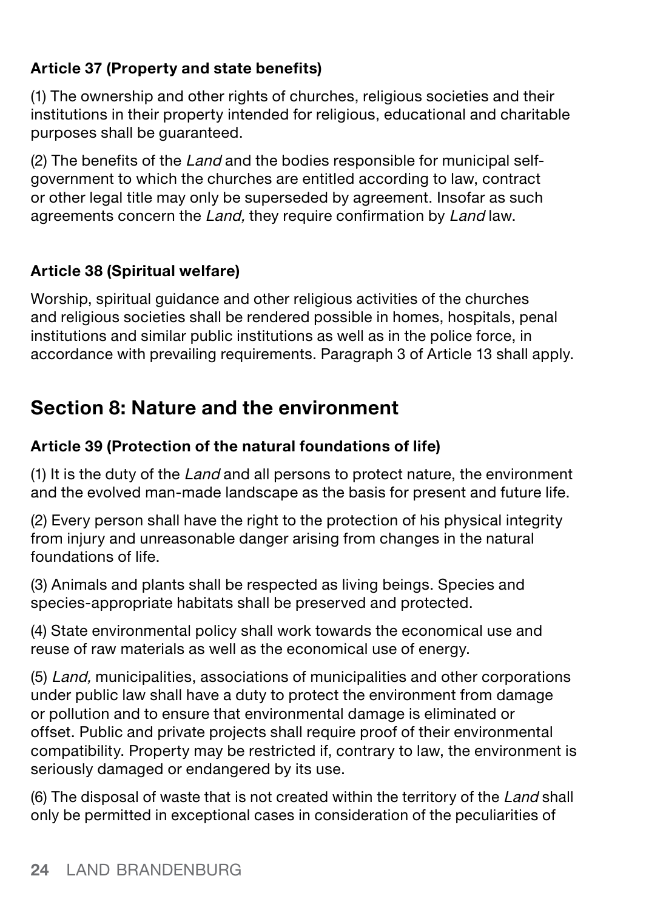**Article 37 (Property and state benefits)**

(1) The ownership and other rights of churches, religious societies and their institutions in their property intended for religious, educational and charitable purposes shall be guaranteed.

(2) The benefits of the *Land* and the bodies responsible for municipal self-government to which the churches are entitled according to law, contract or other legal title may only be superseded by agreement. Insofar as such agreements concern the *Land,* they require confirmation by *Land* law.

**Article 38 (Spiritual welfare)**

Worship, spiritual guidance and other religious activities of the churches and religious societies shall be rendered possible in homes, hospitals, penal institutions and similar public institutions as well as in the police force, in accordance with prevailing requirements. Paragraph 3 of Article 13 shall apply.

## Section 8: Nature and the environment

**Article 39 (Protection of the natural foundations of life)**

(1) It is the duty of the *Land* and all persons to protect nature, the environment and the evolved man-made landscape as the basis for present and future life.

(2) Every person shall have the right to the protection of his physical integrity from injury and unreasonable danger arising from changes in the natural foundations of life.

(3) Animals and plants shall be respected as living beings. Species and species-appropriate habitats shall be preserved and protected.

(4) State environmental policy shall work towards the economical use and reuse of raw materials as well as the economical use of energy.

(5) *Land,* municipalities, associations of municipalities and other corporations under public law shall have a duty to protect the environment from damage or pollution and to ensure that environmental damage is eliminated or offset. Public and private projects shall require proof of their environmental compatibility. Property may be restricted if, contrary to law, the environment is seriously damaged or endangered by its use.

(6) The disposal of waste that is not created within the territory of the *Land* shall only be permitted in exceptional cases in consideration of the peculiarities of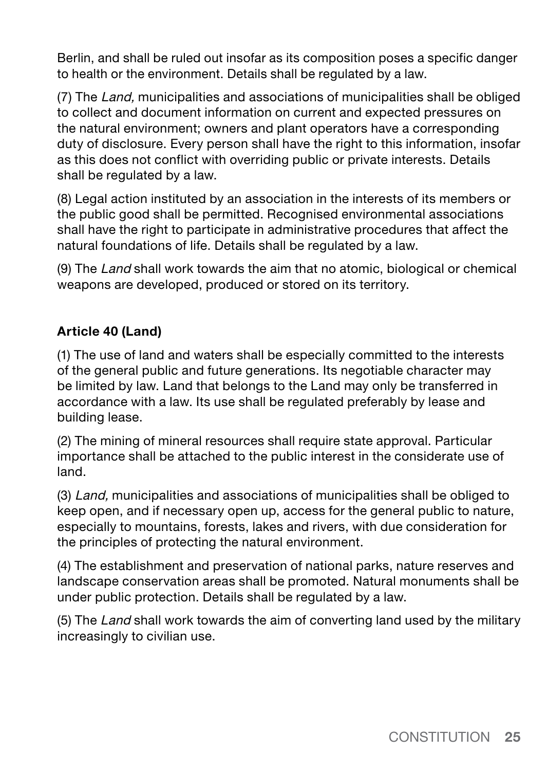Berlin, and shall be ruled out insofar as its composition poses a specific danger to health or the environment. Details shall be regulated by a law.

(7) The *Land,* municipalities and associations of municipalities shall be obliged to collect and document information on current and expected pressures on the natural environment; owners and plant operators have a corresponding duty of disclosure. Every person shall have the right to this information, insofar as this does not conflict with overriding public or private interests. Details shall be regulated by a law.

(8) Legal action instituted by an association in the interests of its members or the public good shall be permitted. Recognised environmental associations shall have the right to participate in administrative procedures that affect the natural foundations of life. Details shall be regulated by a law.

(9) The *Land* shall work towards the aim that no atomic, biological or chemical weapons are developed, produced or stored on its territory.

**Article 40 (Land)**

(1) The use of land and waters shall be especially committed to the interests of the general public and future generations. Its negotiable character may be limited by law. Land that belongs to the Land may only be transferred in accordance with a law. Its use shall be regulated preferably by lease and building lease.

(2) The mining of mineral resources shall require state approval. Particular importance shall be attached to the public interest in the considerate use of land.

(3) *Land,* municipalities and associations of municipalities shall be obliged to keep open, and if necessary open up, access for the general public to nature, especially to mountains, forests, lakes and rivers, with due consideration for the principles of protecting the natural environment.

(4) The establishment and preservation of national parks, nature reserves and landscape conservation areas shall be promoted. Natural monuments shall be under public protection. Details shall be regulated by a law.

(5) The *Land* shall work towards the aim of converting land used by the military increasingly to civilian use.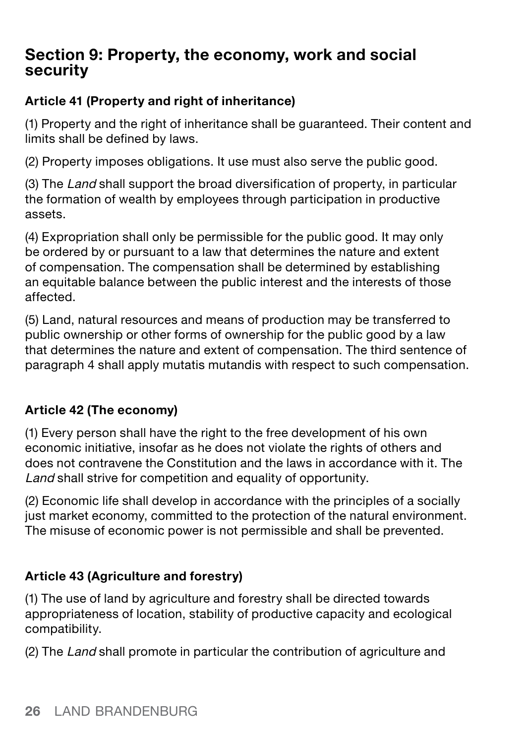## Section 9: Property, the economy, work and social security

### Article 41 (Property and right of inheritance)

(1) Property and the right of inheritance shall be guaranteed. Their content and limits shall be defined by laws.

(2) Property imposes obligations. It use must also serve the public good.

(3) The *Land* shall support the broad diversification of property, in particular the formation of wealth by employees through participation in productive assets.

(4) Expropriation shall only be permissible for the public good. It may only be ordered by or pursuant to a law that determines the nature and extent of compensation. The compensation shall be determined by establishing an equitable balance between the public interest and the interests of those affected.

(5) Land, natural resources and means of production may be transferred to public ownership or other forms of ownership for the public good by a law that determines the nature and extent of compensation. The third sentence of paragraph 4 shall apply mutatis mutandis with respect to such compensation.

### Article 42 (The economy)

(1) Every person shall have the right to the free development of his own economic initiative, insofar as he does not violate the rights of others and does not contravene the Constitution and the laws in accordance with it. The *Land* shall strive for competition and equality of opportunity.

(2) Economic life shall develop in accordance with the principles of a socially just market economy, committed to the protection of the natural environment. The misuse of economic power is not permissible and shall be prevented.

### Article 43 (Agriculture and forestry)

(1) The use of land by agriculture and forestry shall be directed towards appropriateness of location, stability of productive capacity and ecological compatibility.

(2) The *Land* shall promote in particular the contribution of agriculture and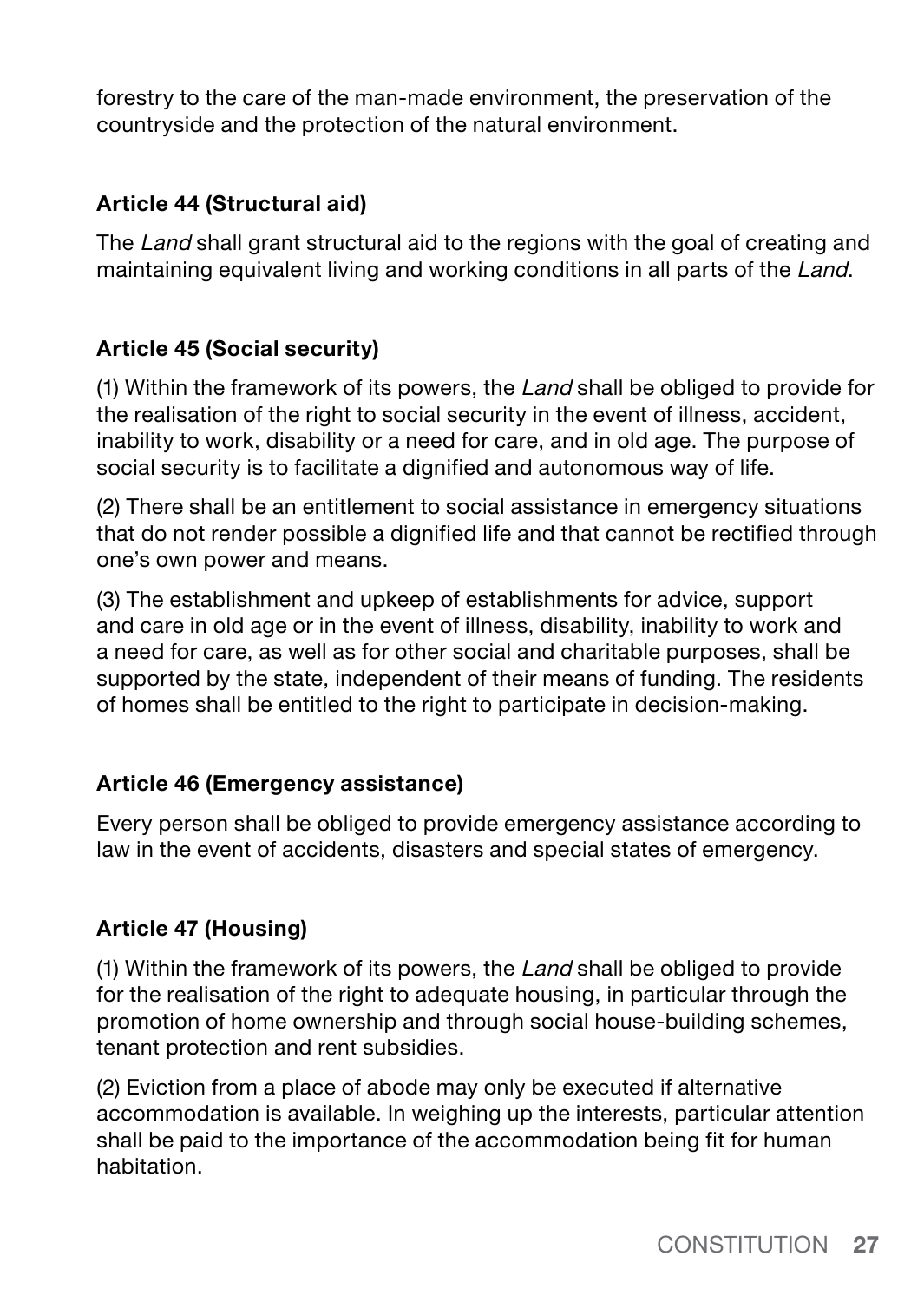forestry to the care of the man-made environment, the preservation of the countryside and the protection of the natural environment.

### Article 44 (Structural aid)

The *Land* shall grant structural aid to the regions with the goal of creating and maintaining equivalent living and working conditions in all parts of the *Land*.

### Article 45 (Social security)

(1) Within the framework of its powers, the *Land* shall be obliged to provide for the realisation of the right to social security in the event of illness, accident, inability to work, disability or a need for care, and in old age. The purpose of social security is to facilitate a dignified and autonomous way of life.

(2) There shall be an entitlement to social assistance in emergency situations that do not render possible a dignified life and that cannot be rectified through one's own power and means.

(3) The establishment and upkeep of establishments for advice, support and care in old age or in the event of illness, disability, inability to work and a need for care, as well as for other social and charitable purposes, shall be supported by the state, independent of their means of funding. The residents of homes shall be entitled to the right to participate in decision-making.

### Article 46 (Emergency assistance)

Every person shall be obliged to provide emergency assistance according to law in the event of accidents, disasters and special states of emergency.

### Article 47 (Housing)

(1) Within the framework of its powers, the *Land* shall be obliged to provide for the realisation of the right to adequate housing, in particular through the promotion of home ownership and through social house-building schemes, tenant protection and rent subsidies.

(2) Eviction from a place of abode may only be executed if alternative accommodation is available. In weighing up the interests, particular attention shall be paid to the importance of the accommodation being fit for human habitation.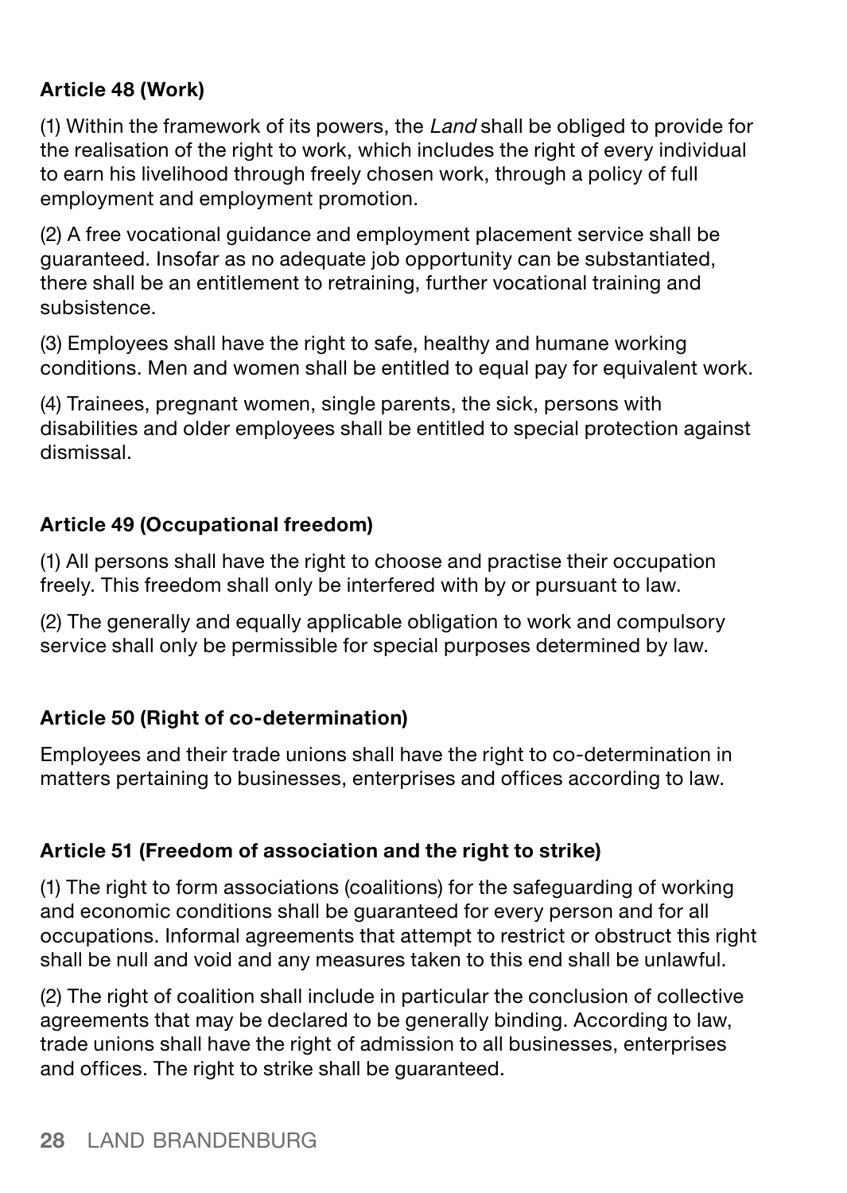### Article 48 (Work)

(1) Within the framework of its powers, the *Land* shall be obliged to provide for the realisation of the right to work, which includes the right of every individual to earn his livelihood through freely chosen work, through a policy of full employment and employment promotion.

(2) A free vocational guidance and employment placement service shall be guaranteed. Insofar as no adequate job opportunity can be substantiated, there shall be an entitlement to retraining, further vocational training and subsistence.

(3) Employees shall have the right to safe, healthy and humane working conditions. Men and women shall be entitled to equal pay for equivalent work.

(4) Trainees, pregnant women, single parents, the sick, persons with disabilities and older employees shall be entitled to special protection against dismissal.

### Article 49 (Occupational freedom)

(1) All persons shall have the right to choose and practise their occupation freely. This freedom shall only be interfered with by or pursuant to law.

(2) The generally and equally applicable obligation to work and compulsory service shall only be permissible for special purposes determined by law.

### Article 50 (Right of co-determination)

Employees and their trade unions shall have the right to co-determination in matters pertaining to businesses, enterprises and offices according to law.

### Article 51 (Freedom of association and the right to strike)

(1) The right to form associations (coalitions) for the safeguarding of working and economic conditions shall be guaranteed for every person and for all occupations. Informal agreements that attempt to restrict or obstruct this right shall be null and void and any measures taken to this end shall be unlawful.

(2) The right of coalition shall include in particular the conclusion of collective agreements that may be declared to be generally binding. According to law, trade unions shall have the right of admission to all businesses, enterprises and offices. The right to strike shall be guaranteed.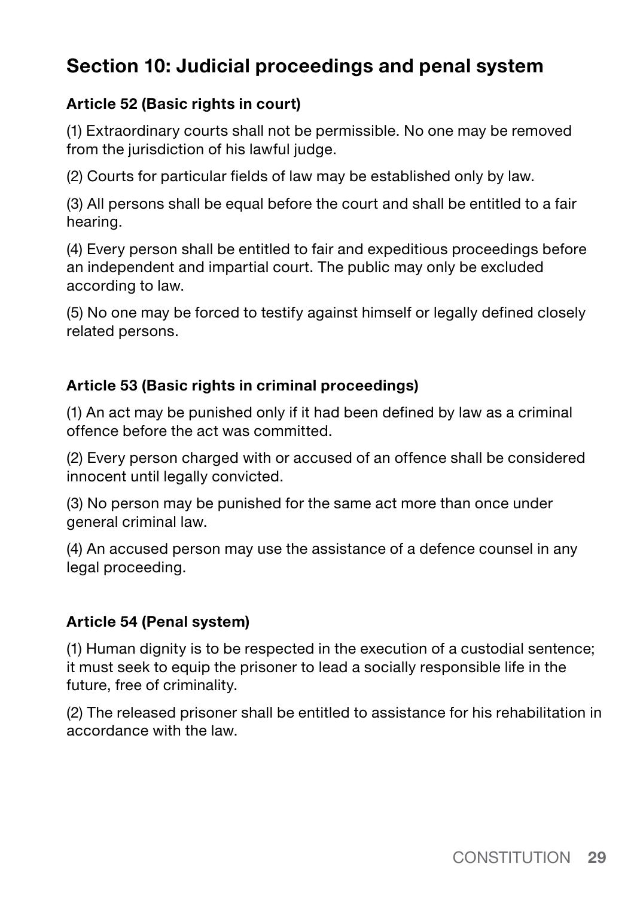## Section 10: Judicial proceedings and penal system

### Article 52 (Basic rights in court)

(1) Extraordinary courts shall not be permissible. No one may be removed from the jurisdiction of his lawful judge.

(2) Courts for particular fields of law may be established only by law.

(3) All persons shall be equal before the court and shall be entitled to a fair hearing.

(4) Every person shall be entitled to fair and expeditious proceedings before an independent and impartial court. The public may only be excluded according to law.

(5) No one may be forced to testify against himself or legally defined closely related persons.

### Article 53 (Basic rights in criminal proceedings)

(1) An act may be punished only if it had been defined by law as a criminal offence before the act was committed.

(2) Every person charged with or accused of an offence shall be considered innocent until legally convicted.

(3) No person may be punished for the same act more than once under general criminal law.

(4) An accused person may use the assistance of a defence counsel in any legal proceeding.

### Article 54 (Penal system)

(1) Human dignity is to be respected in the execution of a custodial sentence; it must seek to equip the prisoner to lead a socially responsible life in the future, free of criminality.

(2) The released prisoner shall be entitled to assistance for his rehabilitation in accordance with the law.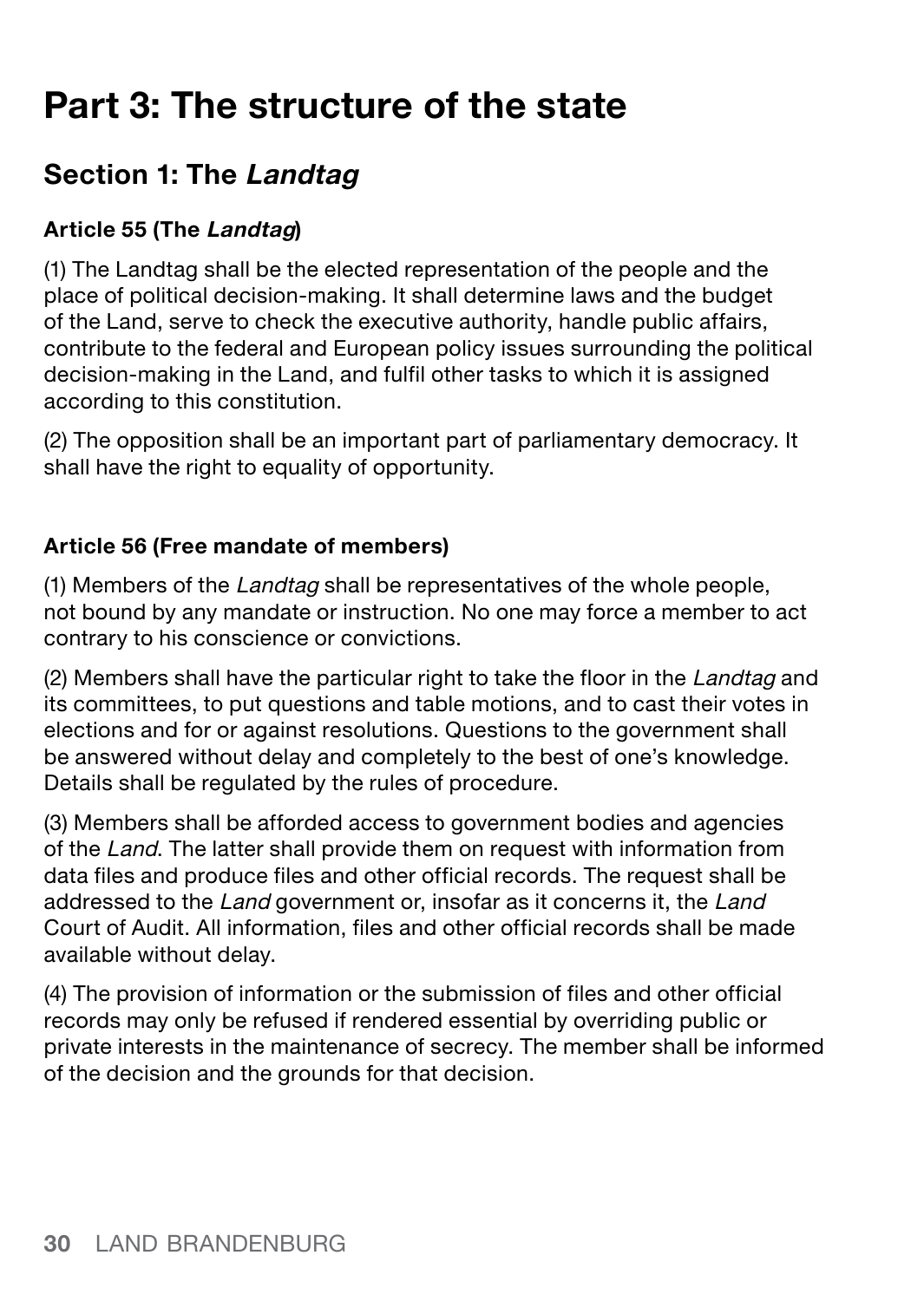# Part 3: The structure of the state

## Section 1: The *Landtag*

### Article 55 (The *Landtag*)

(1) The Landtag shall be the elected representation of the people and the place of political decision-making. It shall determine laws and the budget of the Land, serve to check the executive authority, handle public affairs, contribute to the federal and European policy issues surrounding the political decision-making in the Land, and fulfil other tasks to which it is assigned according to this constitution.

(2) The opposition shall be an important part of parliamentary democracy. It shall have the right to equality of opportunity.

### Article 56 (Free mandate of members)

(1) Members of the *Landtag* shall be representatives of the whole people, not bound by any mandate or instruction. No one may force a member to act contrary to his conscience or convictions.

(2) Members shall have the particular right to take the floor in the *Landtag* and its committees, to put questions and table motions, and to cast their votes in elections and for or against resolutions. Questions to the government shall be answered without delay and completely to the best of one's knowledge. Details shall be regulated by the rules of procedure.

(3) Members shall be afforded access to government bodies and agencies of the *Land*. The latter shall provide them on request with information from data files and produce files and other official records. The request shall be addressed to the *Land* government or, insofar as it concerns it, the *Land* Court of Audit. All information, files and other official records shall be made available without delay.

(4) The provision of information or the submission of files and other official records may only be refused if rendered essential by overriding public or private interests in the maintenance of secrecy. The member shall be informed of the decision and the grounds for that decision.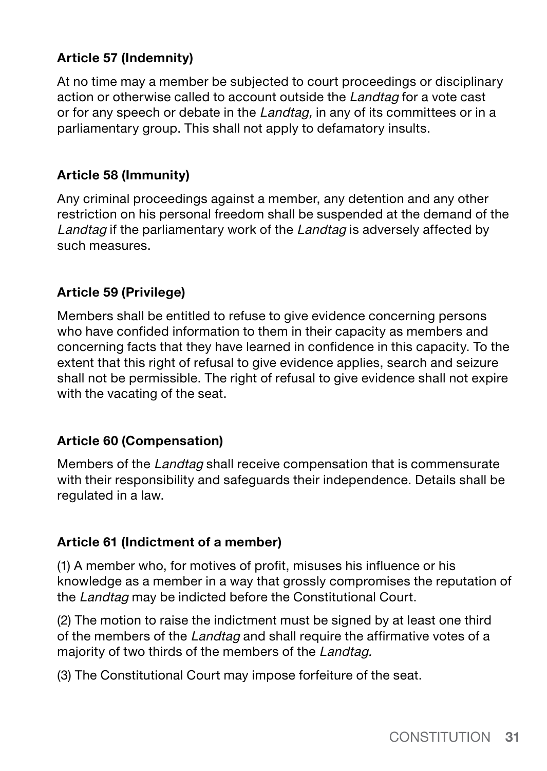**Article 57 (Indemnity)**

At no time may a member be subjected to court proceedings or disciplinary action or otherwise called to account outside the *Landtag* for a vote cast or for any speech or debate in the *Landtag,* in any of its committees or in a parliamentary group. This shall not apply to defamatory insults.

**Article 58 (Immunity)**

Any criminal proceedings against a member, any detention and any other restriction on his personal freedom shall be suspended at the demand of the *Landtag* if the parliamentary work of the *Landtag* is adversely affected by such measures.

**Article 59 (Privilege)**

Members shall be entitled to refuse to give evidence concerning persons who have confided information to them in their capacity as members and concerning facts that they have learned in confidence in this capacity. To the extent that this right of refusal to give evidence applies, search and seizure shall not be permissible. The right of refusal to give evidence shall not expire with the vacating of the seat.

**Article 60 (Compensation)**

Members of the *Landtag* shall receive compensation that is commensurate with their responsibility and safeguards their independence. Details shall be regulated in a law.

**Article 61 (Indictment of a member)**

(1) A member who, for motives of profit, misuses his influence or his knowledge as a member in a way that grossly compromises the reputation of the *Landtag* may be indicted before the Constitutional Court.

(2) The motion to raise the indictment must be signed by at least one third of the members of the *Landtag* and shall require the affirmative votes of a majority of two thirds of the members of the *Landtag.*

(3) The Constitutional Court may impose forfeiture of the seat.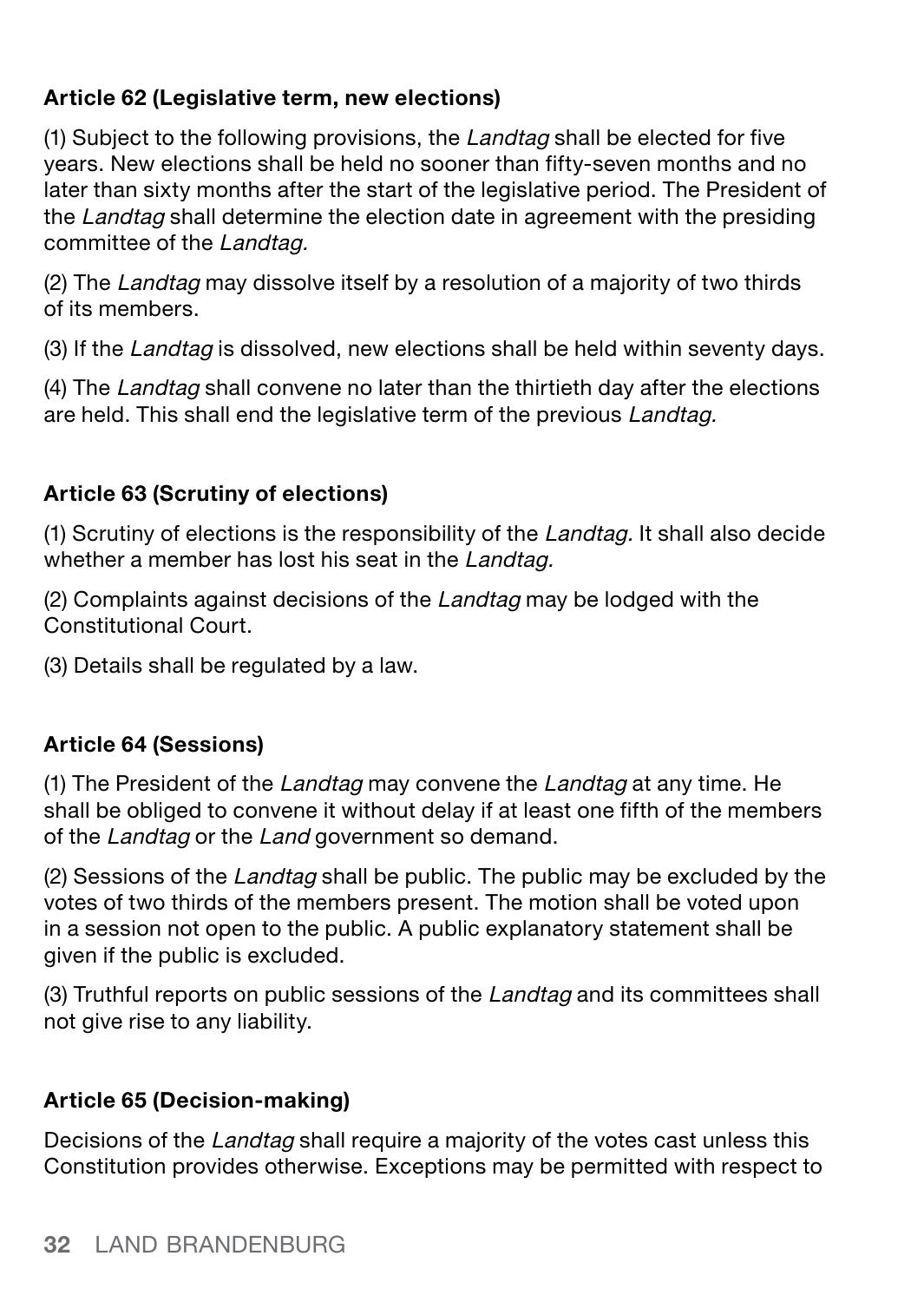### Article 62 (Legislative term, new elections)

(1) Subject to the following provisions, the *Landtag* shall be elected for five years. New elections shall be held no sooner than fifty-seven months and no later than sixty months after the start of the legislative period. The President of the *Landtag* shall determine the election date in agreement with the presiding committee of the *Landtag.*

(2) The *Landtag* may dissolve itself by a resolution of a majority of two thirds of its members.

(3) If the *Landtag* is dissolved, new elections shall be held within seventy days.

(4) The *Landtag* shall convene no later than the thirtieth day after the elections are held. This shall end the legislative term of the previous *Landtag.*

### Article 63 (Scrutiny of elections)

(1) Scrutiny of elections is the responsibility of the *Landtag.* It shall also decide whether a member has lost his seat in the *Landtag.*

(2) Complaints against decisions of the *Landtag* may be lodged with the Constitutional Court.

(3) Details shall be regulated by a law.

### Article 64 (Sessions)

(1) The President of the *Landtag* may convene the *Landtag* at any time. He shall be obliged to convene it without delay if at least one fifth of the members of the *Landtag* or the *Land* government so demand.

(2) Sessions of the *Landtag* shall be public. The public may be excluded by the votes of two thirds of the members present. The motion shall be voted upon in a session not open to the public. A public explanatory statement shall be given if the public is excluded.

(3) Truthful reports on public sessions of the *Landtag* and its committees shall not give rise to any liability.

### Article 65 (Decision-making)

Decisions of the *Landtag* shall require a majority of the votes cast unless this Constitution provides otherwise. Exceptions may be permitted with respect to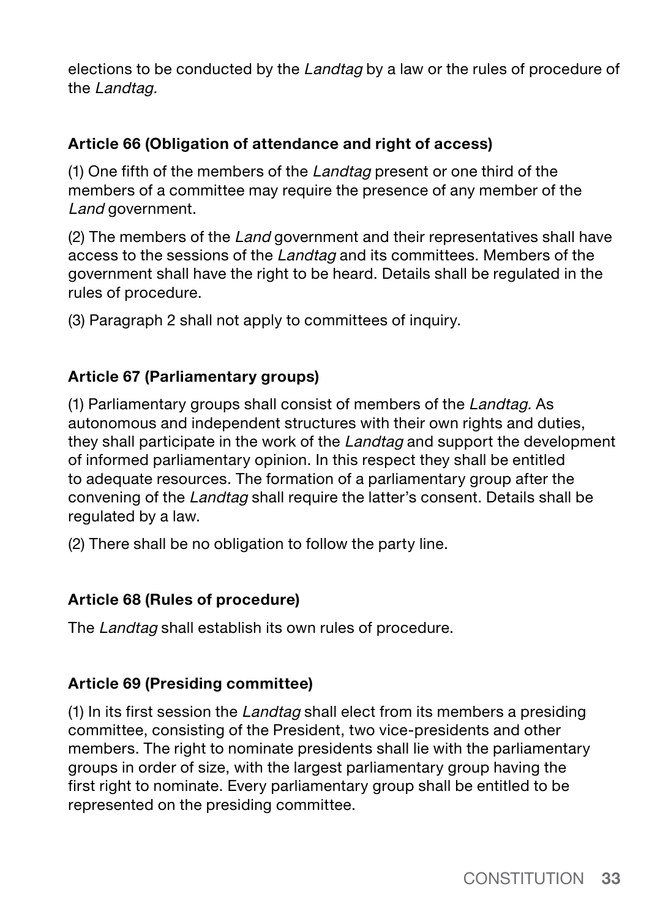elections to be conducted by the *Landtag* by a law or the rules of procedure of the *Landtag.*

### Article 66 (Obligation of attendance and right of access)

(1) One fifth of the members of the *Landtag* present or one third of the members of a committee may require the presence of any member of the *Land* government.

(2) The members of the *Land* government and their representatives shall have access to the sessions of the *Landtag* and its committees. Members of the government shall have the right to be heard. Details shall be regulated in the rules of procedure.

(3) Paragraph 2 shall not apply to committees of inquiry.

### Article 67 (Parliamentary groups)

(1) Parliamentary groups shall consist of members of the *Landtag.* As autonomous and independent structures with their own rights and duties, they shall participate in the work of the *Landtag* and support the development of informed parliamentary opinion. In this respect they shall be entitled to adequate resources. The formation of a parliamentary group after the convening of the *Landtag* shall require the latter's consent. Details shall be regulated by a law.

(2) There shall be no obligation to follow the party line.

### Article 68 (Rules of procedure)

The *Landtag* shall establish its own rules of procedure.

### Article 69 (Presiding committee)

(1) In its first session the *Landtag* shall elect from its members a presiding committee, consisting of the President, two vice-presidents and other members. The right to nominate presidents shall lie with the parliamentary groups in order of size, with the largest parliamentary group having the first right to nominate. Every parliamentary group shall be entitled to be represented on the presiding committee.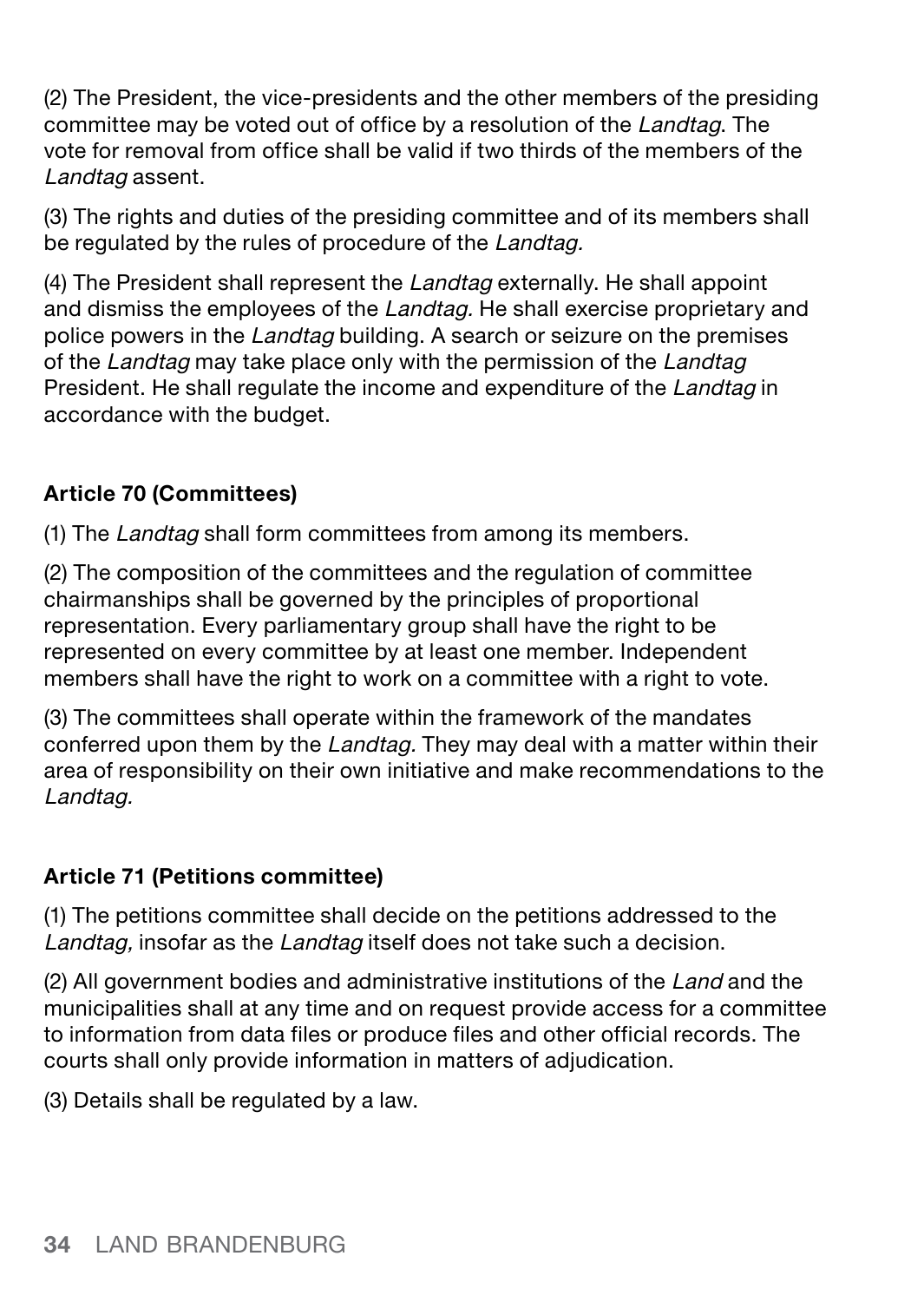(2) The President, the vice-presidents and the other members of the presiding committee may be voted out of office by a resolution of the *Landtag*. The vote for removal from office shall be valid if two thirds of the members of the *Landtag* assent.

(3) The rights and duties of the presiding committee and of its members shall be regulated by the rules of procedure of the *Landtag.*

(4) The President shall represent the *Landtag* externally. He shall appoint and dismiss the employees of the *Landtag.* He shall exercise proprietary and police powers in the *Landtag* building. A search or seizure on the premises of the *Landtag* may take place only with the permission of the *Landtag* President. He shall regulate the income and expenditure of the *Landtag* in accordance with the budget.

**Article 70 (Committees)**

(1) The *Landtag* shall form committees from among its members.

(2) The composition of the committees and the regulation of committee chairmanships shall be governed by the principles of proportional representation. Every parliamentary group shall have the right to be represented on every committee by at least one member. Independent members shall have the right to work on a committee with a right to vote.

(3) The committees shall operate within the framework of the mandates conferred upon them by the *Landtag.* They may deal with a matter within their area of responsibility on their own initiative and make recommendations to the *Landtag.*

**Article 71 (Petitions committee)**

(1) The petitions committee shall decide on the petitions addressed to the *Landtag,* insofar as the *Landtag* itself does not take such a decision.

(2) All government bodies and administrative institutions of the *Land* and the municipalities shall at any time and on request provide access for a committee to information from data files or produce files and other official records. The courts shall only provide information in matters of adjudication.

(3) Details shall be regulated by a law.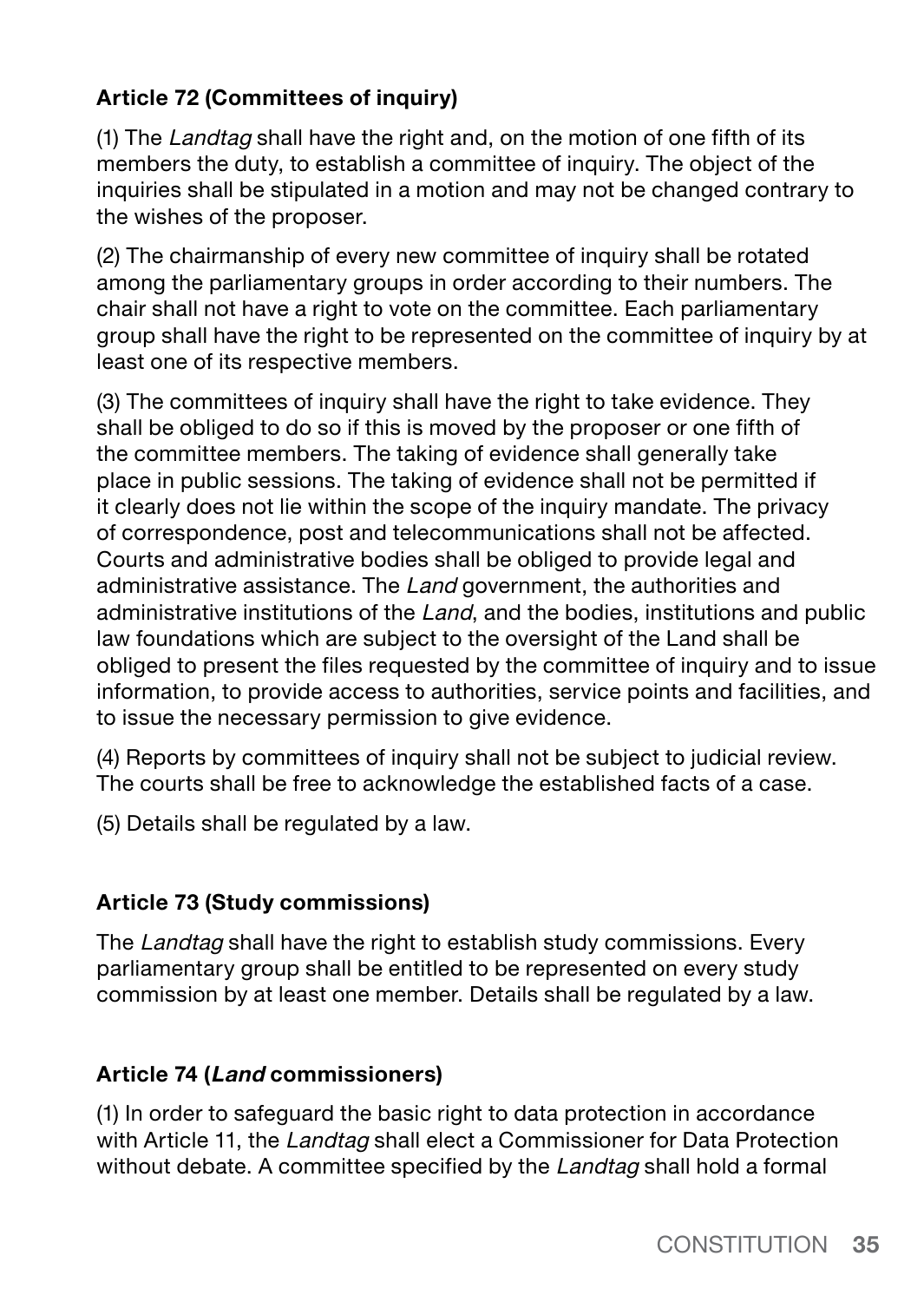### Article 72 (Committees of inquiry)

(1) The *Landtag* shall have the right and, on the motion of one fifth of its members the duty, to establish a committee of inquiry. The object of the inquiries shall be stipulated in a motion and may not be changed contrary to the wishes of the proposer.

(2) The chairmanship of every new committee of inquiry shall be rotated among the parliamentary groups in order according to their numbers. The chair shall not have a right to vote on the committee. Each parliamentary group shall have the right to be represented on the committee of inquiry by at least one of its respective members.

(3) The committees of inquiry shall have the right to take evidence. They shall be obliged to do so if this is moved by the proposer or one fifth of the committee members. The taking of evidence shall generally take place in public sessions. The taking of evidence shall not be permitted if it clearly does not lie within the scope of the inquiry mandate. The privacy of correspondence, post and telecommunications shall not be affected. Courts and administrative bodies shall be obliged to provide legal and administrative assistance. The *Land* government, the authorities and administrative institutions of the *Land*, and the bodies, institutions and public law foundations which are subject to the oversight of the Land shall be obliged to present the files requested by the committee of inquiry and to issue information, to provide access to authorities, service points and facilities, and to issue the necessary permission to give evidence.

(4) Reports by committees of inquiry shall not be subject to judicial review. The courts shall be free to acknowledge the established facts of a case.

(5) Details shall be regulated by a law.

### Article 73 (Study commissions)

The *Landtag* shall have the right to establish study commissions. Every parliamentary group shall be entitled to be represented on every study commission by at least one member. Details shall be regulated by a law.

### Article 74 (*Land* commissioners)

(1) In order to safeguard the basic right to data protection in accordance with Article 11, the *Landtag* shall elect a Commissioner for Data Protection without debate. A committee specified by the *Landtag* shall hold a formal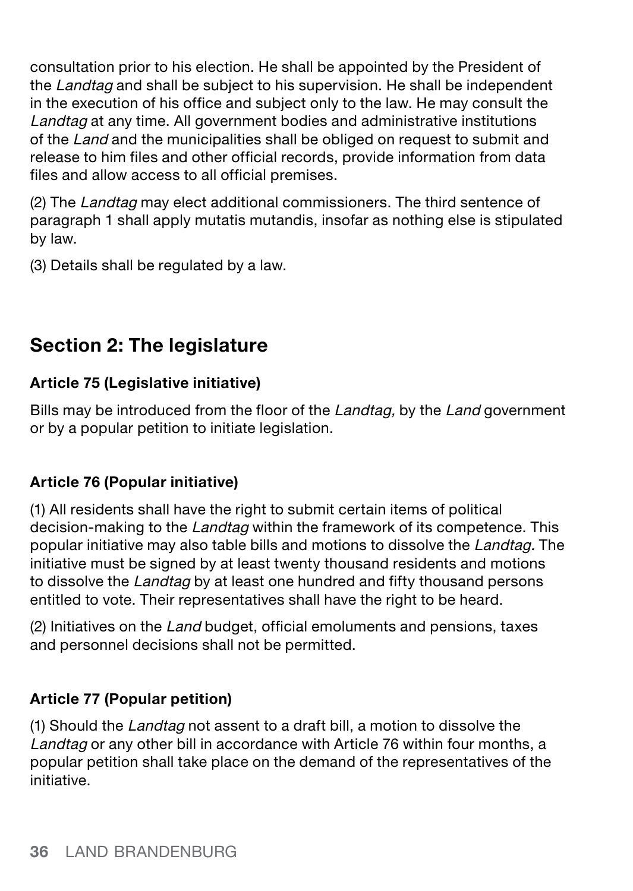consultation prior to his election. He shall be appointed by the President of the *Landtag* and shall be subject to his supervision. He shall be independent in the execution of his office and subject only to the law. He may consult the *Landtag* at any time. All government bodies and administrative institutions of the *Land* and the municipalities shall be obliged on request to submit and release to him files and other official records, provide information from data files and allow access to all official premises.

(2) The *Landtag* may elect additional commissioners. The third sentence of paragraph 1 shall apply mutatis mutandis, insofar as nothing else is stipulated by law.

(3) Details shall be regulated by a law.

## Section 2: The legislature

**Article 75 (Legislative initiative)**

Bills may be introduced from the floor of the *Landtag,* by the *Land* government or by a popular petition to initiate legislation.

**Article 76 (Popular initiative)**

(1) All residents shall have the right to submit certain items of political decision-making to the *Landtag* within the framework of its competence. This popular initiative may also table bills and motions to dissolve the *Landtag.* The initiative must be signed by at least twenty thousand residents and motions to dissolve the *Landtag* by at least one hundred and fifty thousand persons entitled to vote. Their representatives shall have the right to be heard.

(2) Initiatives on the *Land* budget, official emoluments and pensions, taxes and personnel decisions shall not be permitted.

**Article 77 (Popular petition)**

(1) Should the *Landtag* not assent to a draft bill, a motion to dissolve the *Landtag* or any other bill in accordance with Article 76 within four months, a popular petition shall take place on the demand of the representatives of the initiative.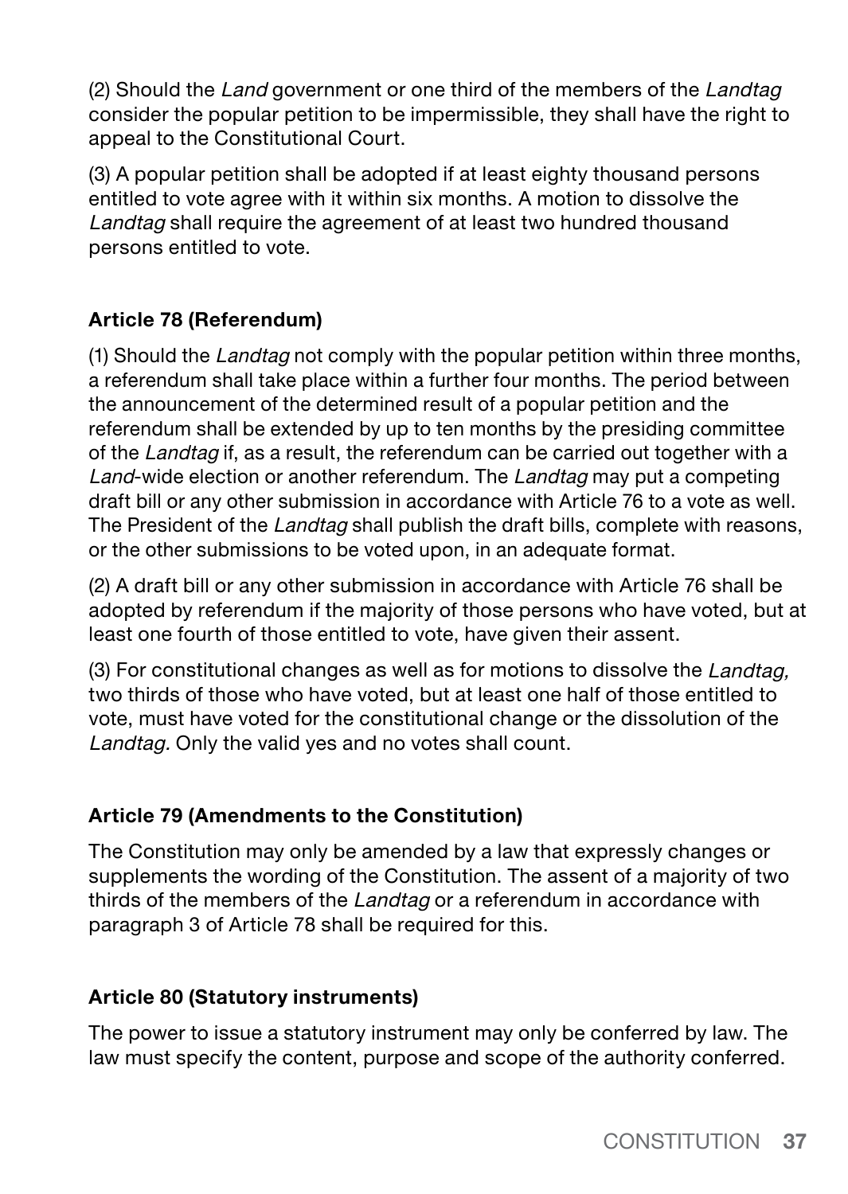(2) Should the *Land* government or one third of the members of the *Landtag* consider the popular petition to be impermissible, they shall have the right to appeal to the Constitutional Court.

(3) A popular petition shall be adopted if at least eighty thousand persons entitled to vote agree with it within six months. A motion to dissolve the *Landtag* shall require the agreement of at least two hundred thousand persons entitled to vote.

### Article 78 (Referendum)

(1) Should the *Landtag* not comply with the popular petition within three months, a referendum shall take place within a further four months. The period between the announcement of the determined result of a popular petition and the referendum shall be extended by up to ten months by the presiding committee of the *Landtag* if, as a result, the referendum can be carried out together with a *Land*-wide election or another referendum. The *Landtag* may put a competing draft bill or any other submission in accordance with Article 76 to a vote as well. The President of the *Landtag* shall publish the draft bills, complete with reasons, or the other submissions to be voted upon, in an adequate format.

(2) A draft bill or any other submission in accordance with Article 76 shall be adopted by referendum if the majority of those persons who have voted, but at least one fourth of those entitled to vote, have given their assent.

(3) For constitutional changes as well as for motions to dissolve the *Landtag,* two thirds of those who have voted, but at least one half of those entitled to vote, must have voted for the constitutional change or the dissolution of the *Landtag.* Only the valid yes and no votes shall count.

### Article 79 (Amendments to the Constitution)

The Constitution may only be amended by a law that expressly changes or supplements the wording of the Constitution. The assent of a majority of two thirds of the members of the *Landtag* or a referendum in accordance with paragraph 3 of Article 78 shall be required for this.

### Article 80 (Statutory instruments)

The power to issue a statutory instrument may only be conferred by law. The law must specify the content, purpose and scope of the authority conferred.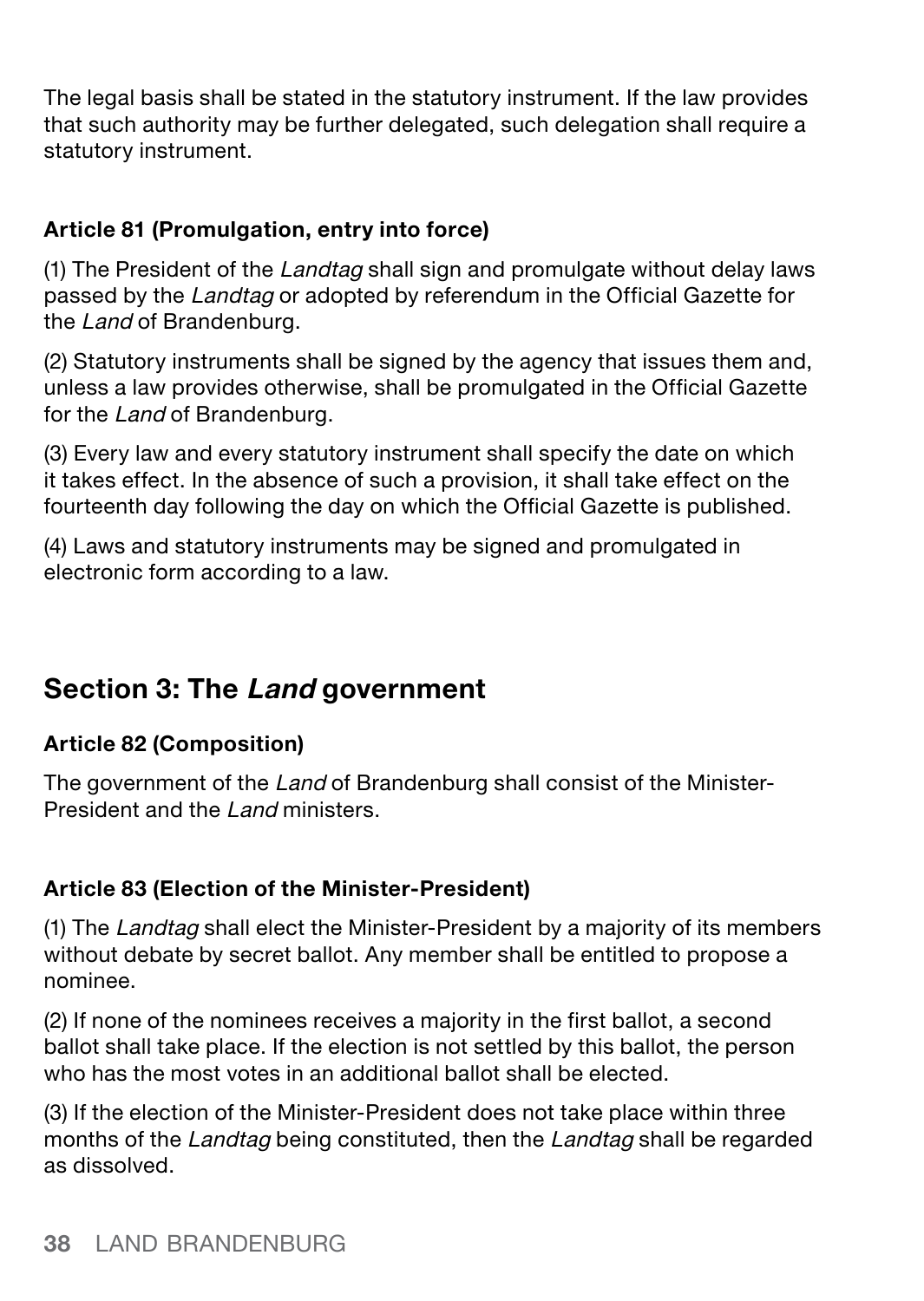The legal basis shall be stated in the statutory instrument. If the law provides that such authority may be further delegated, such delegation shall require a statutory instrument.

#### Article 81 (Promulgation, entry into force)

(1) The President of the *Landtag* shall sign and promulgate without delay laws passed by the *Landtag* or adopted by referendum in the Official Gazette for the *Land* of Brandenburg.

(2) Statutory instruments shall be signed by the agency that issues them and, unless a law provides otherwise, shall be promulgated in the Official Gazette for the *Land* of Brandenburg.

(3) Every law and every statutory instrument shall specify the date on which it takes effect. In the absence of such a provision, it shall take effect on the fourteenth day following the day on which the Official Gazette is published.

(4) Laws and statutory instruments may be signed and promulgated in electronic form according to a law.

## Section 3: The *Land* government

#### Article 82 (Composition)

The government of the *Land* of Brandenburg shall consist of the Minister-President and the *Land* ministers.

#### Article 83 (Election of the Minister-President)

(1) The *Landtag* shall elect the Minister-President by a majority of its members without debate by secret ballot. Any member shall be entitled to propose a nominee.

(2) If none of the nominees receives a majority in the first ballot, a second ballot shall take place. If the election is not settled by this ballot, the person who has the most votes in an additional ballot shall be elected.

(3) If the election of the Minister-President does not take place within three months of the *Landtag* being constituted, then the *Landtag* shall be regarded as dissolved.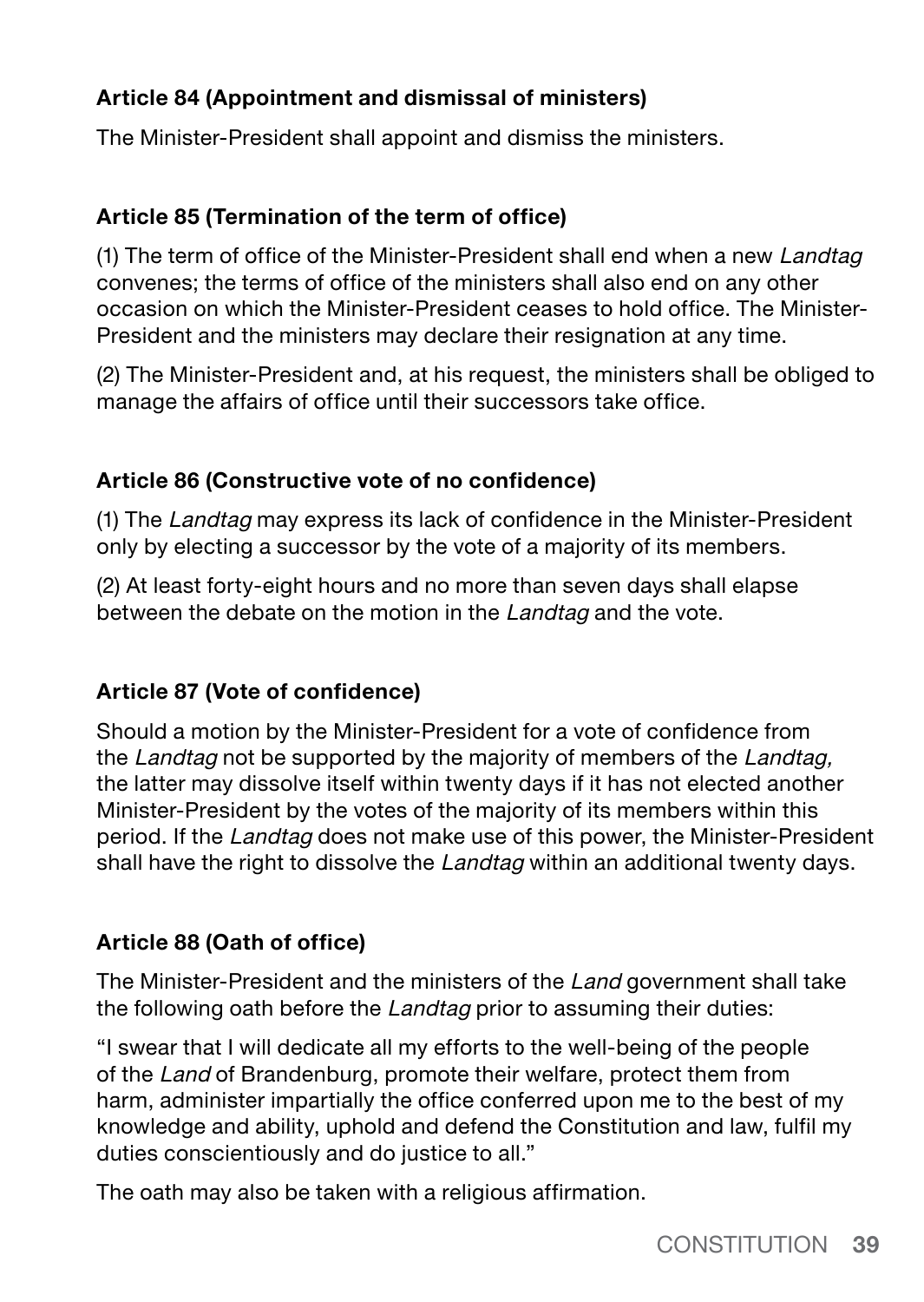**Article 84 (Appointment and dismissal of ministers)**

The Minister-President shall appoint and dismiss the ministers.

**Article 85 (Termination of the term of office)**

(1) The term of office of the Minister-President shall end when a new *Landtag* convenes; the terms of office of the ministers shall also end on any other occasion on which the Minister-President ceases to hold office. The Minister-President and the ministers may declare their resignation at any time.

(2) The Minister-President and, at his request, the ministers shall be obliged to manage the affairs of office until their successors take office.

**Article 86 (Constructive vote of no confidence)**

(1) The *Landtag* may express its lack of confidence in the Minister-President only by electing a successor by the vote of a majority of its members.

(2) At least forty-eight hours and no more than seven days shall elapse between the debate on the motion in the *Landtag* and the vote.

**Article 87 (Vote of confidence)**

Should a motion by the Minister-President for a vote of confidence from the *Landtag* not be supported by the majority of members of the *Landtag,* the latter may dissolve itself within twenty days if it has not elected another Minister-President by the votes of the majority of its members within this period. If the *Landtag* does not make use of this power, the Minister-President shall have the right to dissolve the *Landtag* within an additional twenty days.

**Article 88 (Oath of office)**

The Minister-President and the ministers of the *Land* government shall take the following oath before the *Landtag* prior to assuming their duties:

"I swear that I will dedicate all my efforts to the well-being of the people of the *Land* of Brandenburg, promote their welfare, protect them from harm, administer impartially the office conferred upon me to the best of my knowledge and ability, uphold and defend the Constitution and law, fulfil my duties conscientiously and do justice to all."

The oath may also be taken with a religious affirmation.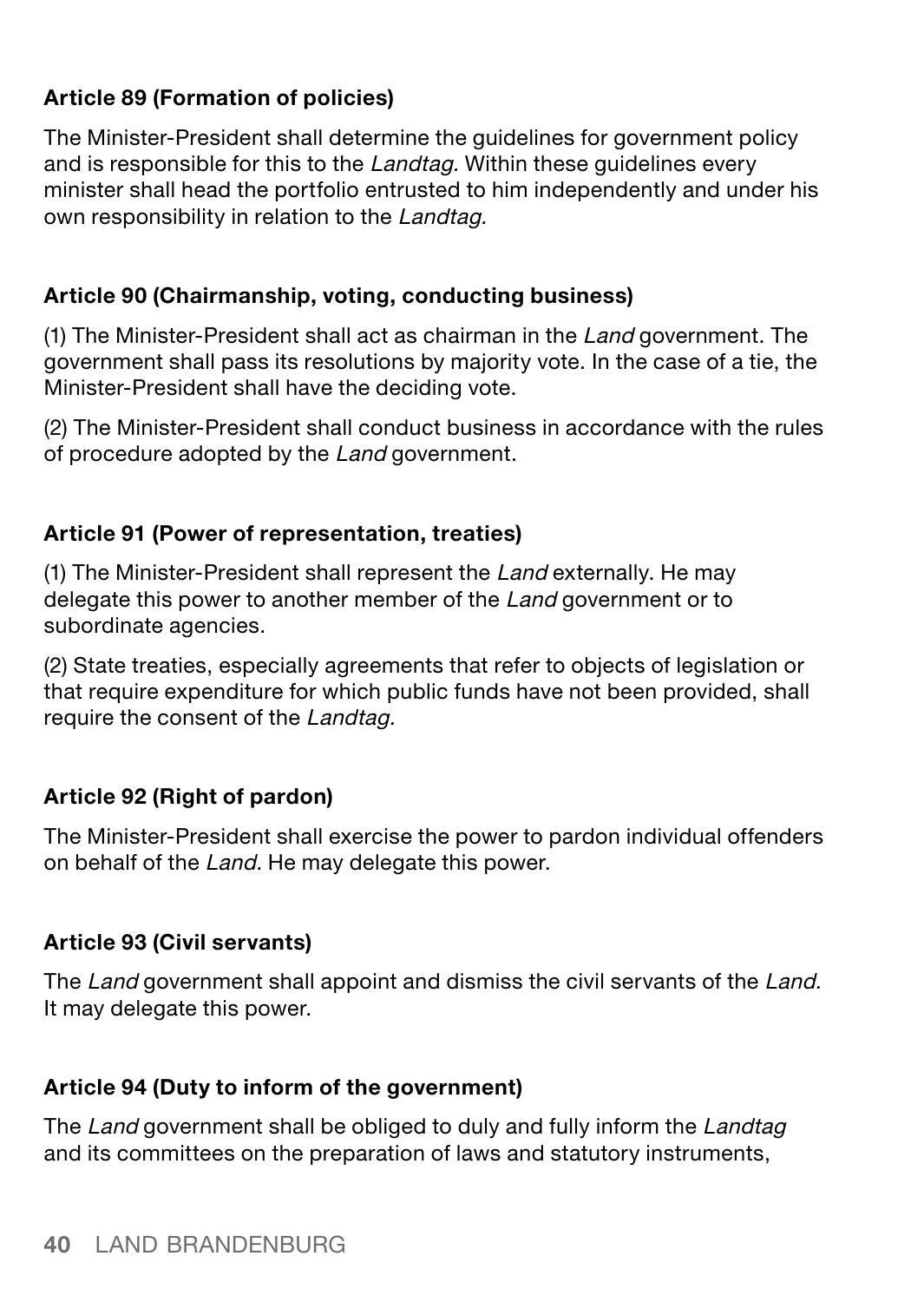**Article 89 (Formation of policies)**

The Minister-President shall determine the guidelines for government policy and is responsible for this to the *Landtag.* Within these guidelines every minister shall head the portfolio entrusted to him independently and under his own responsibility in relation to the *Landtag.*

**Article 90 (Chairmanship, voting, conducting business)**

(1) The Minister-President shall act as chairman in the *Land* government. The government shall pass its resolutions by majority vote. In the case of a tie, the Minister-President shall have the deciding vote.

(2) The Minister-President shall conduct business in accordance with the rules of procedure adopted by the *Land* government.

**Article 91 (Power of representation, treaties)**

(1) The Minister-President shall represent the *Land* externally. He may delegate this power to another member of the *Land* government or to subordinate agencies.

(2) State treaties, especially agreements that refer to objects of legislation or that require expenditure for which public funds have not been provided, shall require the consent of the *Landtag.*

**Article 92 (Right of pardon)**

The Minister-President shall exercise the power to pardon individual offenders on behalf of the *Land.* He may delegate this power.

**Article 93 (Civil servants)**

The *Land* government shall appoint and dismiss the civil servants of the *Land.* It may delegate this power.

**Article 94 (Duty to inform of the government)**

The *Land* government shall be obliged to duly and fully inform the *Landtag* and its committees on the preparation of laws and statutory instruments,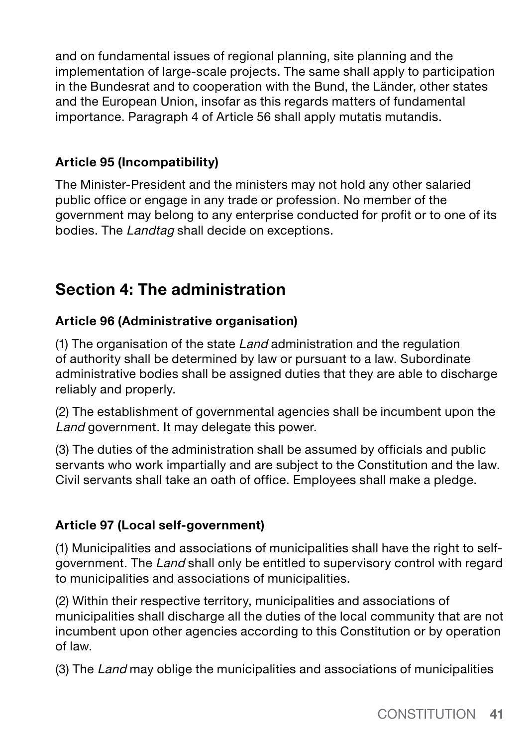and on fundamental issues of regional planning, site planning and the implementation of large-scale projects. The same shall apply to participation in the Bundesrat and to cooperation with the Bund, the Länder, other states and the European Union, insofar as this regards matters of fundamental importance. Paragraph 4 of Article 56 shall apply mutatis mutandis.

### Article 95 (Incompatibility)

The Minister-President and the ministers may not hold any other salaried public office or engage in any trade or profession. No member of the government may belong to any enterprise conducted for profit or to one of its bodies. The *Landtag* shall decide on exceptions.

## Section 4: The administration

### Article 96 (Administrative organisation)

(1) The organisation of the state *Land* administration and the regulation of authority shall be determined by law or pursuant to a law. Subordinate administrative bodies shall be assigned duties that they are able to discharge reliably and properly.

(2) The establishment of governmental agencies shall be incumbent upon the *Land* government. It may delegate this power.

(3) The duties of the administration shall be assumed by officials and public servants who work impartially and are subject to the Constitution and the law. Civil servants shall take an oath of office. Employees shall make a pledge.

### Article 97 (Local self-government)

(1) Municipalities and associations of municipalities shall have the right to self-government. The *Land* shall only be entitled to supervisory control with regard to municipalities and associations of municipalities.

(2) Within their respective territory, municipalities and associations of municipalities shall discharge all the duties of the local community that are not incumbent upon other agencies according to this Constitution or by operation of law.

(3) The *Land* may oblige the municipalities and associations of municipalities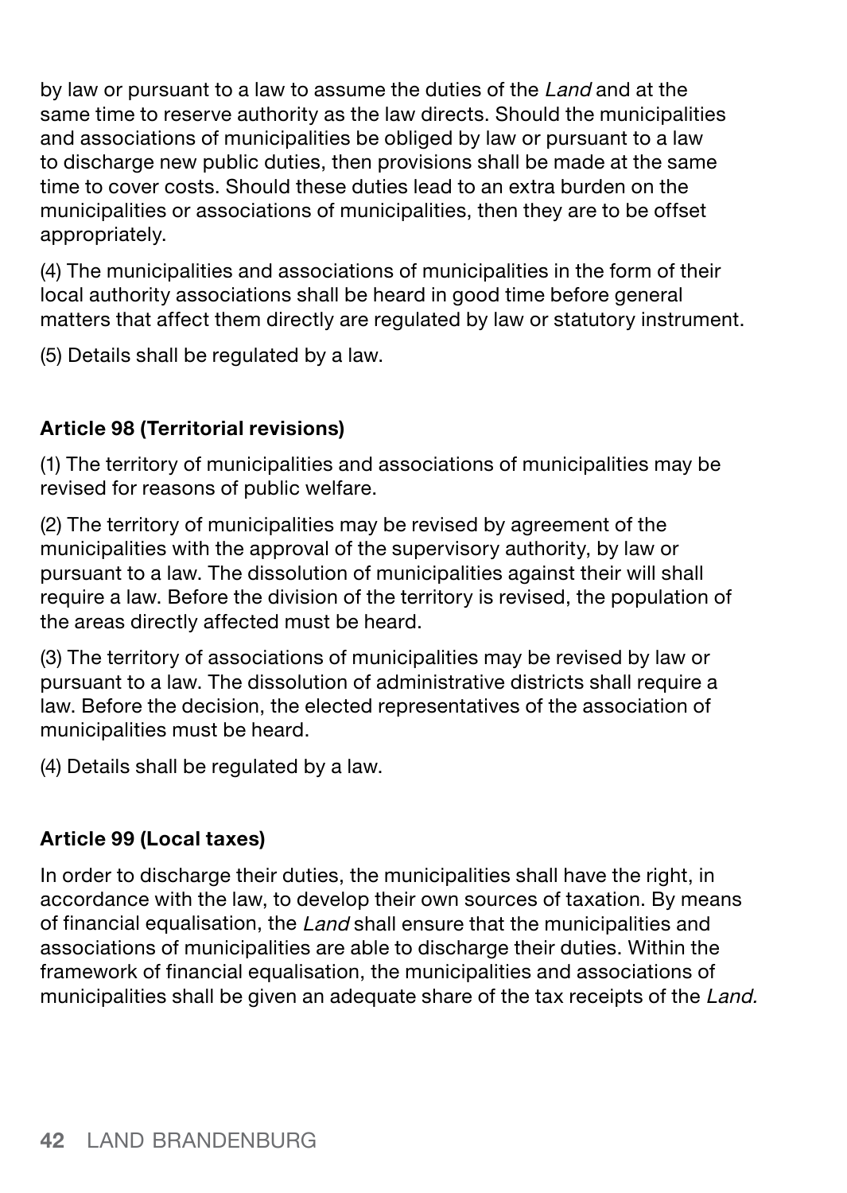by law or pursuant to a law to assume the duties of the *Land* and at the same time to reserve authority as the law directs. Should the municipalities and associations of municipalities be obliged by law or pursuant to a law to discharge new public duties, then provisions shall be made at the same time to cover costs. Should these duties lead to an extra burden on the municipalities or associations of municipalities, then they are to be offset appropriately.

(4) The municipalities and associations of municipalities in the form of their local authority associations shall be heard in good time before general matters that affect them directly are regulated by law or statutory instrument.

(5) Details shall be regulated by a law.

### Article 98 (Territorial revisions)

(1) The territory of municipalities and associations of municipalities may be revised for reasons of public welfare.

(2) The territory of municipalities may be revised by agreement of the municipalities with the approval of the supervisory authority, by law or pursuant to a law. The dissolution of municipalities against their will shall require a law. Before the division of the territory is revised, the population of the areas directly affected must be heard.

(3) The territory of associations of municipalities may be revised by law or pursuant to a law. The dissolution of administrative districts shall require a law. Before the decision, the elected representatives of the association of municipalities must be heard.

(4) Details shall be regulated by a law.

### Article 99 (Local taxes)

In order to discharge their duties, the municipalities shall have the right, in accordance with the law, to develop their own sources of taxation. By means of financial equalisation, the *Land* shall ensure that the municipalities and associations of municipalities are able to discharge their duties. Within the framework of financial equalisation, the municipalities and associations of municipalities shall be given an adequate share of the tax receipts of the *Land.*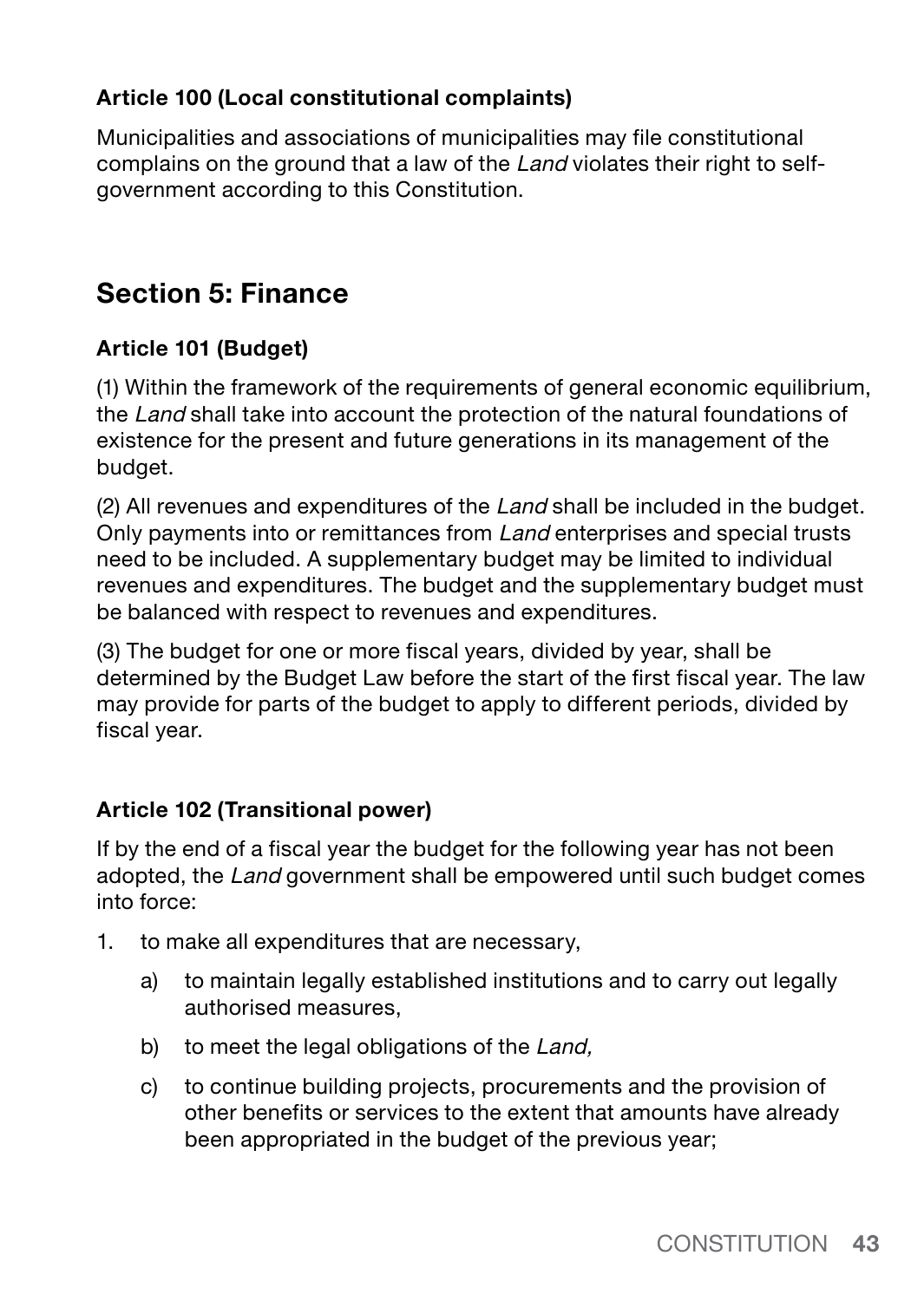**Article 100 (Local constitutional complaints)**

Municipalities and associations of municipalities may file constitutional complains on the ground that a law of the *Land* violates their right to self-government according to this Constitution.

## Section 5: Finance

**Article 101 (Budget)**

(1) Within the framework of the requirements of general economic equilibrium, the *Land* shall take into account the protection of the natural foundations of existence for the present and future generations in its management of the budget.

(2) All revenues and expenditures of the *Land* shall be included in the budget. Only payments into or remittances from *Land* enterprises and special trusts need to be included. A supplementary budget may be limited to individual revenues and expenditures. The budget and the supplementary budget must be balanced with respect to revenues and expenditures.

(3) The budget for one or more fiscal years, divided by year, shall be determined by the Budget Law before the start of the first fiscal year. The law may provide for parts of the budget to apply to different periods, divided by fiscal year.

**Article 102 (Transitional power)**

If by the end of a fiscal year the budget for the following year has not been adopted, the *Land* government shall be empowered until such budget comes into force:

1. to make all expenditures that are necessary,
    - a) to maintain legally established institutions and to carry out legally authorised measures,
    - b) to meet the legal obligations of the *Land,*
    - c) to continue building projects, procurements and the provision of other benefits or services to the extent that amounts have already been appropriated in the budget of the previous year;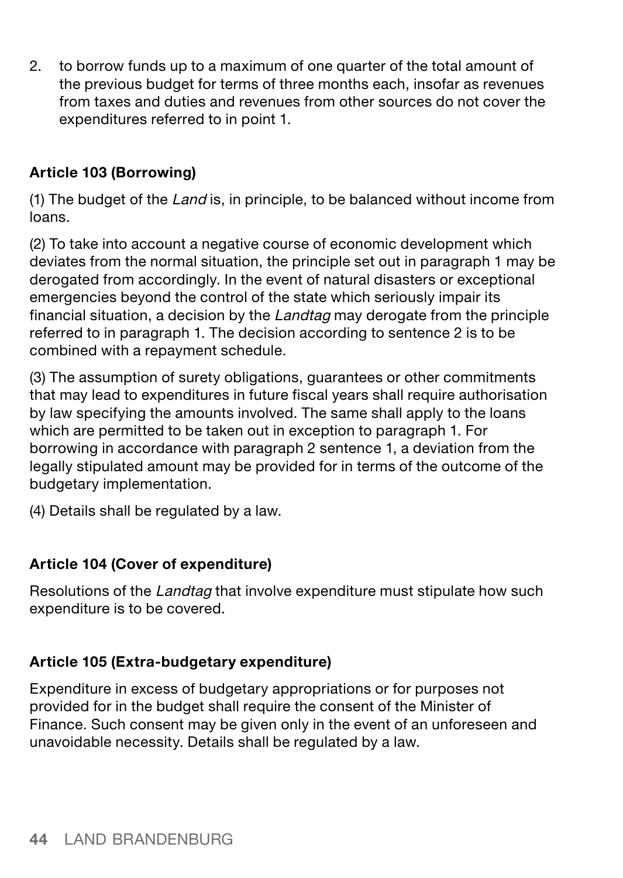2. to borrow funds up to a maximum of one quarter of the total amount of the previous budget for terms of three months each, insofar as revenues from taxes and duties and revenues from other sources do not cover the expenditures referred to in point 1.

### Article 103 (Borrowing)

(1) The budget of the *Land* is, in principle, to be balanced without income from loans.

(2) To take into account a negative course of economic development which deviates from the normal situation, the principle set out in paragraph 1 may be derogated from accordingly. In the event of natural disasters or exceptional emergencies beyond the control of the state which seriously impair its financial situation, a decision by the *Landtag* may derogate from the principle referred to in paragraph 1. The decision according to sentence 2 is to be combined with a repayment schedule.

(3) The assumption of surety obligations, guarantees or other commitments that may lead to expenditures in future fiscal years shall require authorisation by law specifying the amounts involved. The same shall apply to the loans which are permitted to be taken out in exception to paragraph 1. For borrowing in accordance with paragraph 2 sentence 1, a deviation from the legally stipulated amount may be provided for in terms of the outcome of the budgetary implementation.

(4) Details shall be regulated by a law.

### Article 104 (Cover of expenditure)

Resolutions of the *Landtag* that involve expenditure must stipulate how such expenditure is to be covered.

### Article 105 (Extra-budgetary expenditure)

Expenditure in excess of budgetary appropriations or for purposes not provided for in the budget shall require the consent of the Minister of Finance. Such consent may be given only in the event of an unforeseen and unavoidable necessity. Details shall be regulated by a law.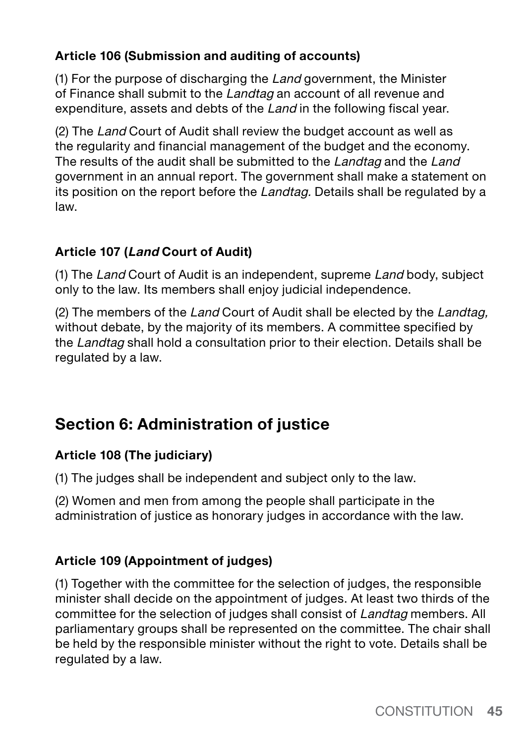### Article 106 (Submission and auditing of accounts)

(1) For the purpose of discharging the *Land* government, the Minister of Finance shall submit to the *Landtag* an account of all revenue and expenditure, assets and debts of the *Land* in the following fiscal year.

(2) The *Land* Court of Audit shall review the budget account as well as the regularity and financial management of the budget and the economy. The results of the audit shall be submitted to the *Landtag* and the *Land* government in an annual report. The government shall make a statement on its position on the report before the *Landtag.* Details shall be regulated by a law.

### Article 107 (*Land* Court of Audit)

(1) The *Land* Court of Audit is an independent, supreme *Land* body, subject only to the law. Its members shall enjoy judicial independence.

(2) The members of the *Land* Court of Audit shall be elected by the *Landtag,* without debate, by the majority of its members. A committee specified by the *Landtag* shall hold a consultation prior to their election. Details shall be regulated by a law.

## Section 6: Administration of justice

### Article 108 (The judiciary)

(1) The judges shall be independent and subject only to the law.

(2) Women and men from among the people shall participate in the administration of justice as honorary judges in accordance with the law.

### Article 109 (Appointment of judges)

(1) Together with the committee for the selection of judges, the responsible minister shall decide on the appointment of judges. At least two thirds of the committee for the selection of judges shall consist of *Landtag* members. All parliamentary groups shall be represented on the committee. The chair shall be held by the responsible minister without the right to vote. Details shall be regulated by a law.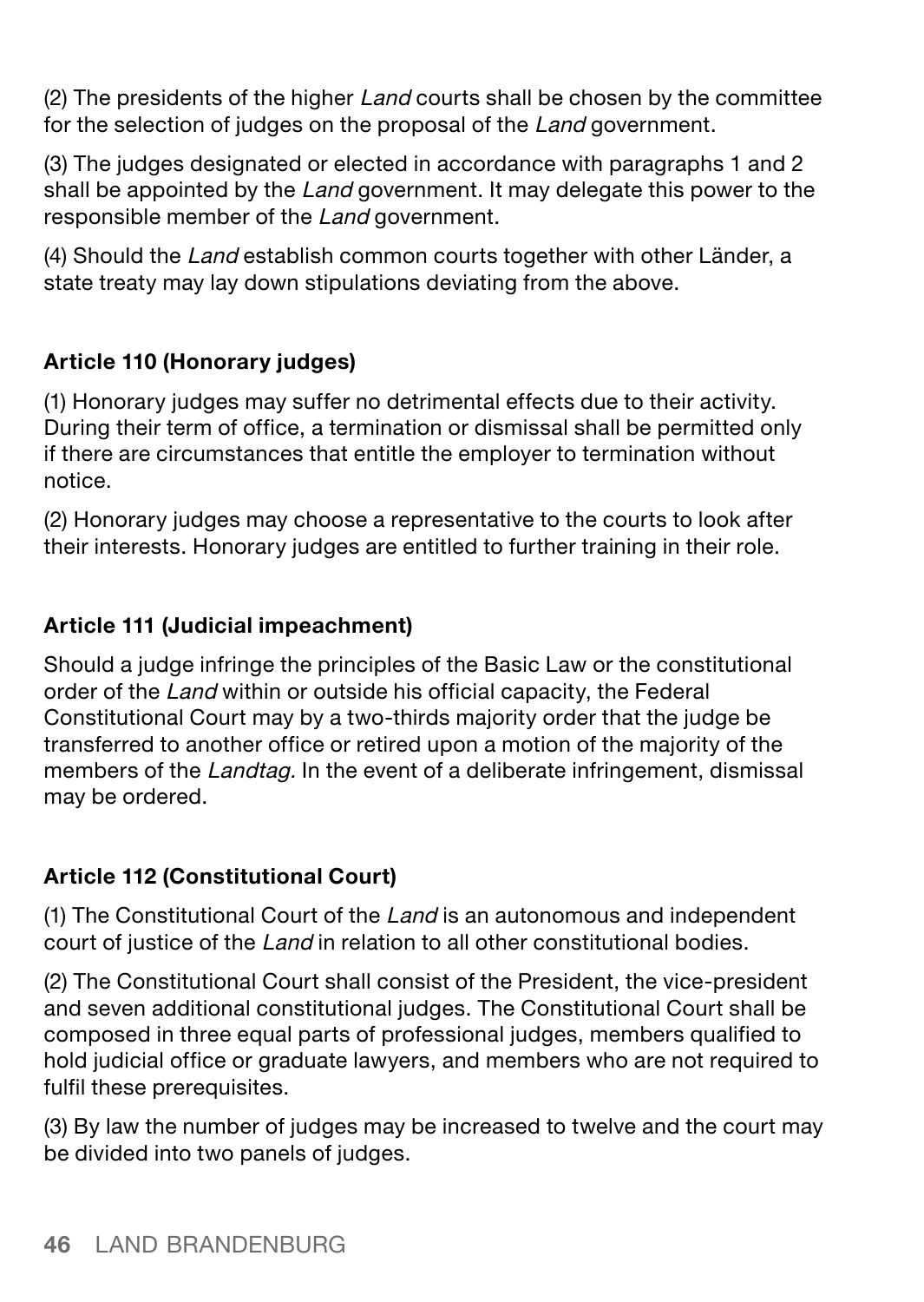(2) The presidents of the higher *Land* courts shall be chosen by the committee for the selection of judges on the proposal of the *Land* government.

(3) The judges designated or elected in accordance with paragraphs 1 and 2 shall be appointed by the *Land* government. It may delegate this power to the responsible member of the *Land* government.

(4) Should the *Land* establish common courts together with other Länder, a state treaty may lay down stipulations deviating from the above.

**Article 110 (Honorary judges)**

(1) Honorary judges may suffer no detrimental effects due to their activity. During their term of office, a termination or dismissal shall be permitted only if there are circumstances that entitle the employer to termination without notice.

(2) Honorary judges may choose a representative to the courts to look after their interests. Honorary judges are entitled to further training in their role.

**Article 111 (Judicial impeachment)**

Should a judge infringe the principles of the Basic Law or the constitutional order of the *Land* within or outside his official capacity, the Federal Constitutional Court may by a two-thirds majority order that the judge be transferred to another office or retired upon a motion of the majority of the members of the *Landtag.* In the event of a deliberate infringement, dismissal may be ordered.

**Article 112 (Constitutional Court)**

(1) The Constitutional Court of the *Land* is an autonomous and independent court of justice of the *Land* in relation to all other constitutional bodies.

(2) The Constitutional Court shall consist of the President, the vice-president and seven additional constitutional judges. The Constitutional Court shall be composed in three equal parts of professional judges, members qualified to hold judicial office or graduate lawyers, and members who are not required to fulfil these prerequisites.

(3) By law the number of judges may be increased to twelve and the court may be divided into two panels of judges.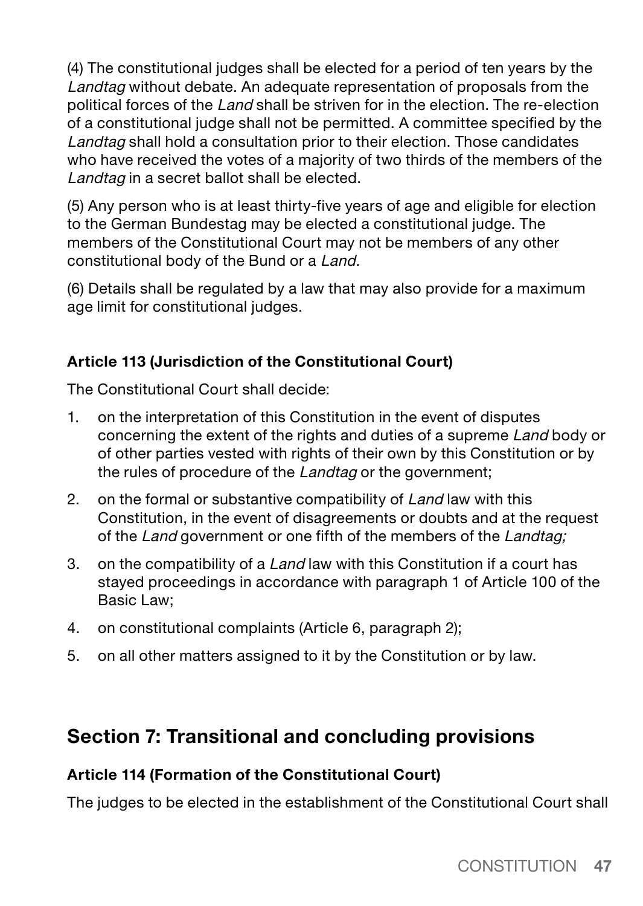(4) The constitutional judges shall be elected for a period of ten years by the *Landtag* without debate. An adequate representation of proposals from the political forces of the *Land* shall be striven for in the election. The re-election of a constitutional judge shall not be permitted. A committee specified by the *Landtag* shall hold a consultation prior to their election. Those candidates who have received the votes of a majority of two thirds of the members of the *Landtag* in a secret ballot shall be elected.

(5) Any person who is at least thirty-five years of age and eligible for election to the German Bundestag may be elected a constitutional judge. The members of the Constitutional Court may not be members of any other constitutional body of the Bund or a *Land.*

(6) Details shall be regulated by a law that may also provide for a maximum age limit for constitutional judges.

#### Article 113 (Jurisdiction of the Constitutional Court)

The Constitutional Court shall decide:

1. on the interpretation of this Constitution in the event of disputes concerning the extent of the rights and duties of a supreme *Land* body or of other parties vested with rights of their own by this Constitution or by the rules of procedure of the *Landtag* or the government;
2. on the formal or substantive compatibility of *Land* law with this Constitution, in the event of disagreements or doubts and at the request of the *Land* government or one fifth of the members of the *Landtag;*
3. on the compatibility of a *Land* law with this Constitution if a court has stayed proceedings in accordance with paragraph 1 of Article 100 of the Basic Law;
4. on constitutional complaints (Article 6, paragraph 2);
5. on all other matters assigned to it by the Constitution or by law.

## Section 7: Transitional and concluding provisions

#### Article 114 (Formation of the Constitutional Court)

The judges to be elected in the establishment of the Constitutional Court shall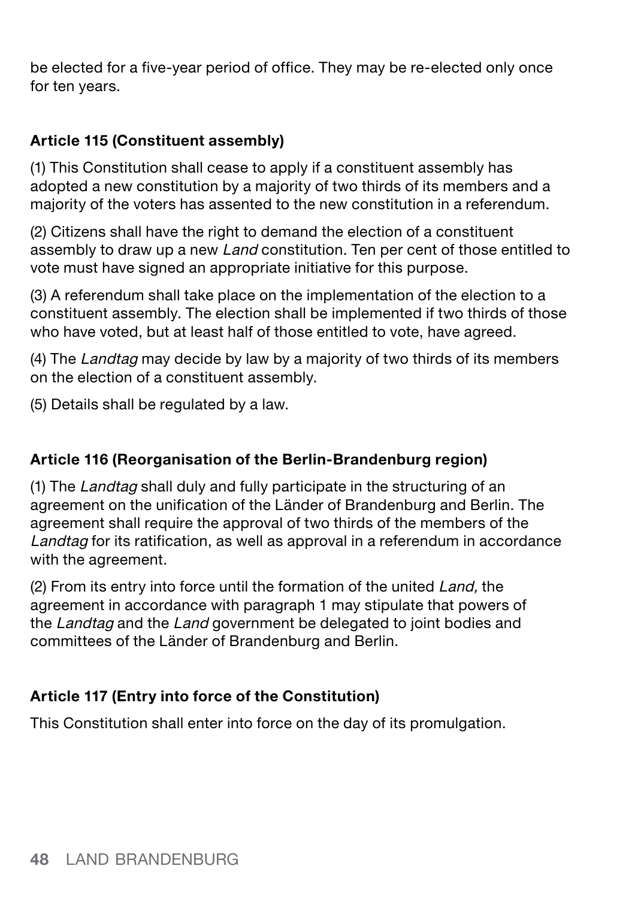be elected for a five-year period of office. They may be re-elected only once for ten years.

### Article 115 (Constituent assembly)

(1) This Constitution shall cease to apply if a constituent assembly has adopted a new constitution by a majority of two thirds of its members and a majority of the voters has assented to the new constitution in a referendum.

(2) Citizens shall have the right to demand the election of a constituent assembly to draw up a new *Land* constitution. Ten per cent of those entitled to vote must have signed an appropriate initiative for this purpose.

(3) A referendum shall take place on the implementation of the election to a constituent assembly. The election shall be implemented if two thirds of those who have voted, but at least half of those entitled to vote, have agreed.

(4) The *Landtag* may decide by law by a majority of two thirds of its members on the election of a constituent assembly.

(5) Details shall be regulated by a law.

### Article 116 (Reorganisation of the Berlin-Brandenburg region)

(1) The *Landtag* shall duly and fully participate in the structuring of an agreement on the unification of the Länder of Brandenburg and Berlin. The agreement shall require the approval of two thirds of the members of the *Landtag* for its ratification, as well as approval in a referendum in accordance with the agreement.

(2) From its entry into force until the formation of the united *Land,* the agreement in accordance with paragraph 1 may stipulate that powers of the *Landtag* and the *Land* government be delegated to joint bodies and committees of the Länder of Brandenburg and Berlin.

### Article 117 (Entry into force of the Constitution)

This Constitution shall enter into force on the day of its promulgation.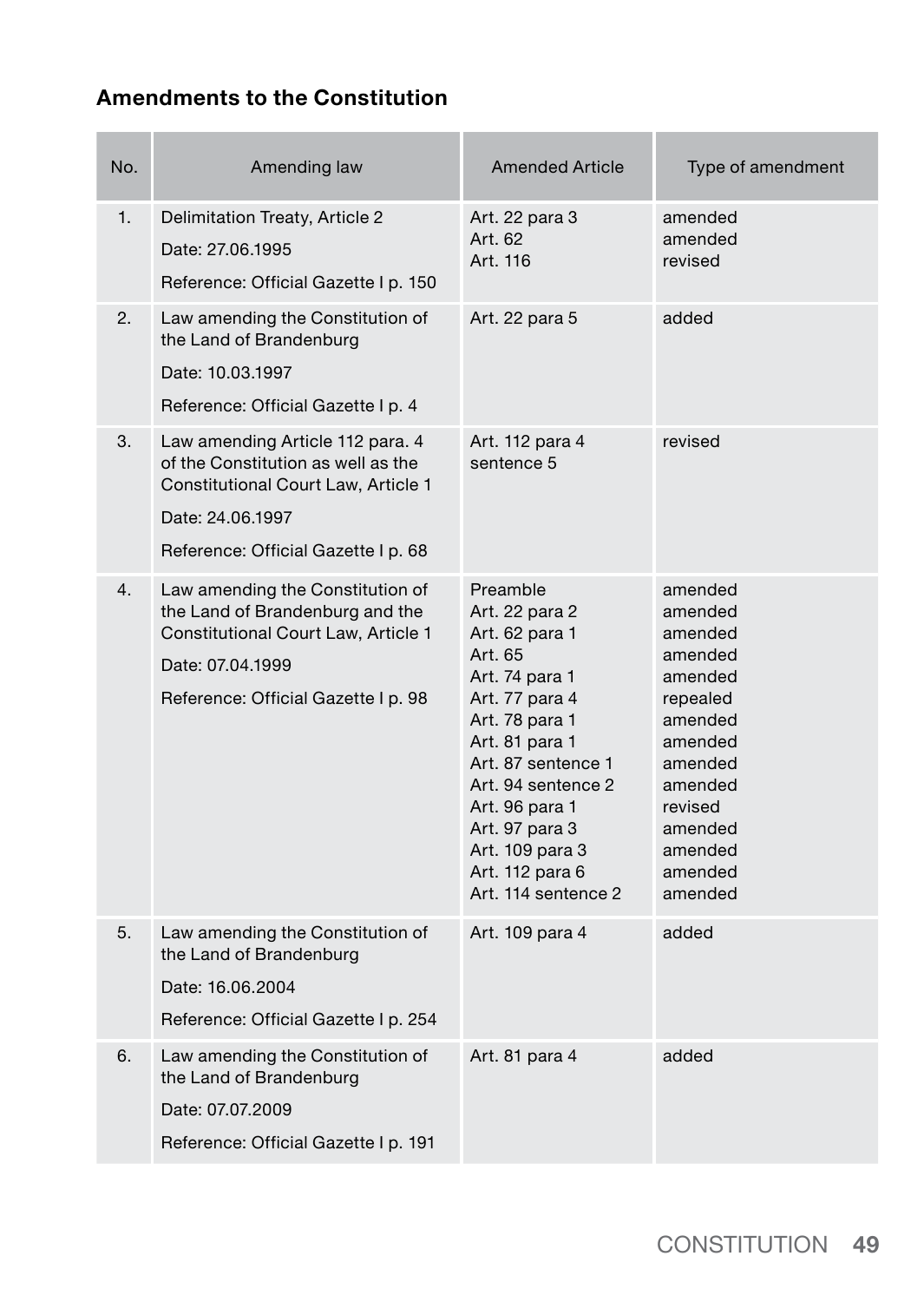## Amendments to the Constitution

| No. | Amending law | Amended Article | Type of amendment |
|---|---|---|---|
| 1. | Delimitation Treaty, Article 2<br>Date: 27.06.1995<br>Reference: Official Gazette I p. 150 | Art. 22 para 3<br>Art. 62<br>Art. 116 | amended<br>amended<br>revised |
| 2. | Law amending the Constitution of the Land of Brandenburg<br>Date: 10.03.1997<br>Reference: Official Gazette I p. 4 | Art. 22 para 5 | added |
| 3. | Law amending Article 112 para. 4 of the Constitution as well as the Constitutional Court Law, Article 1<br>Date: 24.06.1997<br>Reference: Official Gazette I p. 68 | Art. 112 para 4 sentence 5 | revised |
| 4. | Law amending the Constitution of the Land of Brandenburg and the Constitutional Court Law, Article 1<br>Date: 07.04.1999<br>Reference: Official Gazette I p. 98 | Preamble<br>Art. 22 para 2<br>Art. 62 para 1<br>Art. 65<br>Art. 74 para 1<br>Art. 77 para 4<br>Art. 78 para 1<br>Art. 81 para 1<br>Art. 87 sentence 1<br>Art. 94 sentence 2<br>Art. 96 para 1<br>Art. 97 para 3<br>Art. 109 para 3<br>Art. 112 para 6<br>Art. 114 sentence 2 | amended<br>amended<br>amended<br>amended<br>amended<br>repealed<br>amended<br>amended<br>amended<br>amended<br>revised<br>amended<br>amended<br>amended<br>amended |
| 5. | Law amending the Constitution of the Land of Brandenburg<br>Date: 16.06.2004<br>Reference: Official Gazette I p. 254 | Art. 109 para 4 | added |
| 6. | Law amending the Constitution of the Land of Brandenburg<br>Date: 07.07.2009<br>Reference: Official Gazette I p. 191 | Art. 81 para 4 | added |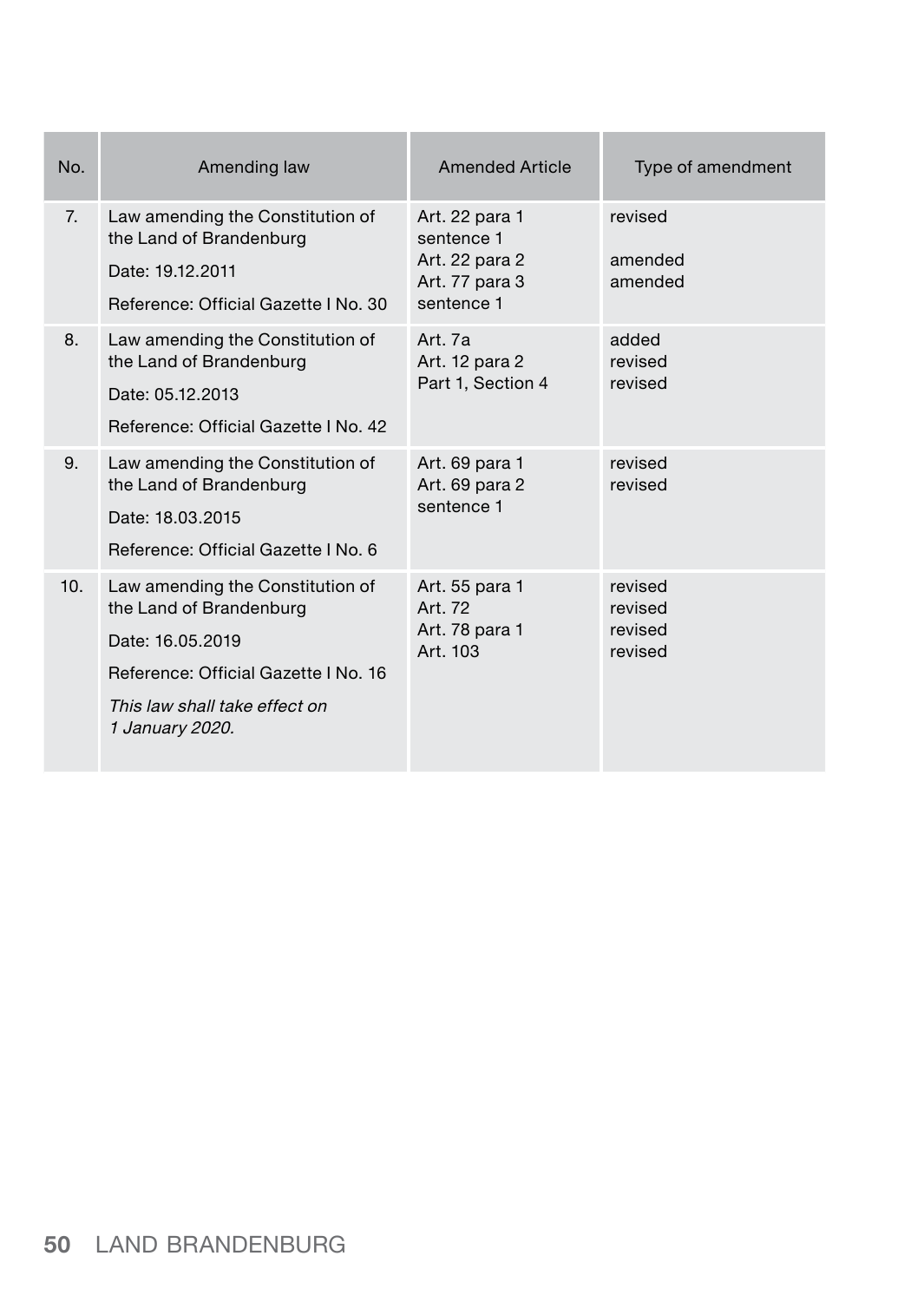| No. | Amending law | Amended Article | Type of amendment |
|---|---|---|---|
| 7. | Law amending the Constitution of the Land of Brandenburg<br>Date: 19.12.2011<br>Reference: Official Gazette I No. 30 | Art. 22 para 1 sentence 1<br>Art. 22 para 2<br>Art. 77 para 3 sentence 1 | revised<br><br>amended<br>amended |
| 8. | Law amending the Constitution of the Land of Brandenburg<br>Date: 05.12.2013<br>Reference: Official Gazette I No. 42 | Art. 7a<br>Art. 12 para 2<br>Part 1, Section 4 | added<br>revised<br>revised |
| 9. | Law amending the Constitution of the Land of Brandenburg<br>Date: 18.03.2015<br>Reference: Official Gazette I No. 6 | Art. 69 para 1<br>Art. 69 para 2 sentence 1 | revised<br>revised |
| 10. | Law amending the Constitution of the Land of Brandenburg<br>Date: 16.05.2019<br>Reference: Official Gazette I No. 16<br>*This law shall take effect on 1 January 2020.* | Art. 55 para 1<br>Art. 72<br>Art. 78 para 1<br>Art. 103 | revised<br>revised<br>revised<br>revised |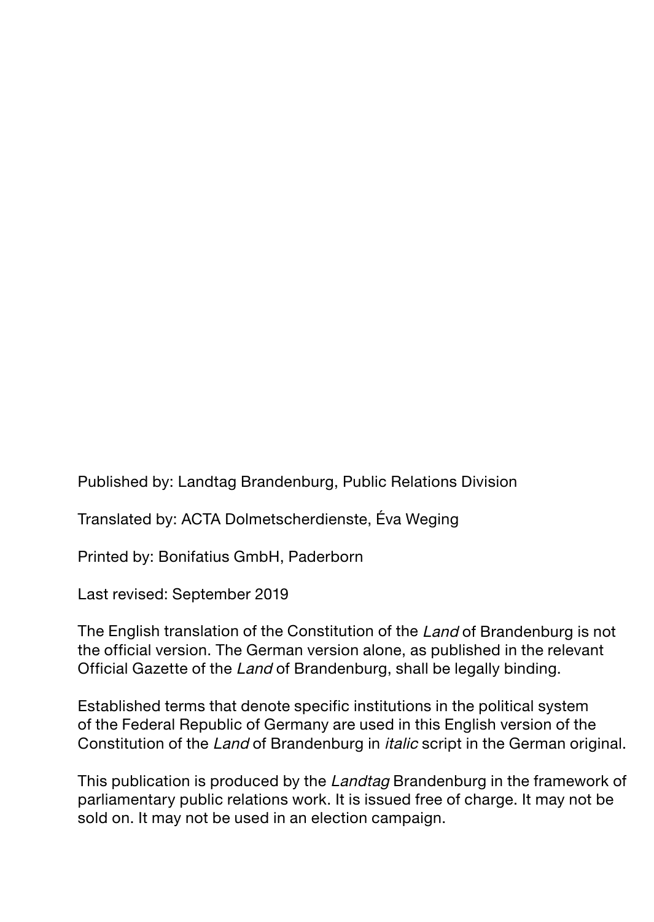Published by: Landtag Brandenburg, Public Relations Division

Translated by: ACTA Dolmetscherdienste, Éva Weging

Printed by: Bonifatius GmbH, Paderborn

Last revised: September 2019

The English translation of the Constitution of the *Land* of Brandenburg is not the official version. The German version alone, as published in the relevant Official Gazette of the *Land* of Brandenburg, shall be legally binding.

Established terms that denote specific institutions in the political system of the Federal Republic of Germany are used in this English version of the Constitution of the *Land* of Brandenburg in *italic* script in the German original.

This publication is produced by the *Landtag* Brandenburg in the framework of parliamentary public relations work. It is issued free of charge. It may not be sold on. It may not be used in an election campaign.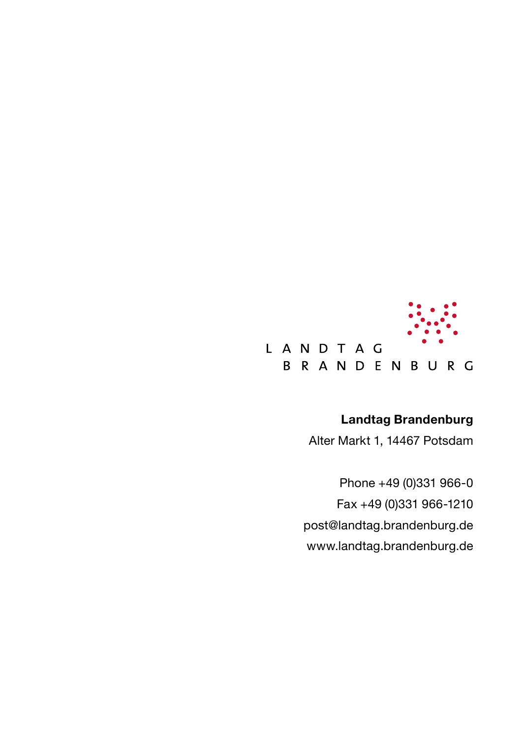LANDTAG BRANDENBURG

**Landtag Brandenburg**

Alter Markt 1, 14467 Potsdam

Phone +49 (0)331 966-0

Fax +49 (0)331 966-1210

post@landtag.brandenburg.de

www.landtag.brandenburg.de